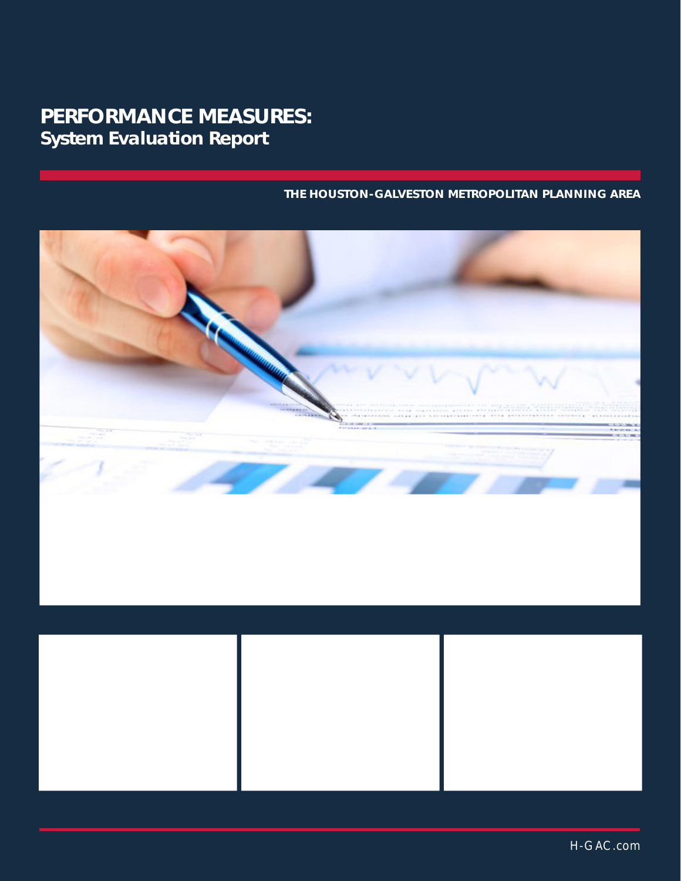# PERFORMANCE MEASURES:
## System Evaluation Report

THE HOUSTON-GALVESTON METROPOLITAN PLANNING AREA

H-GAC.com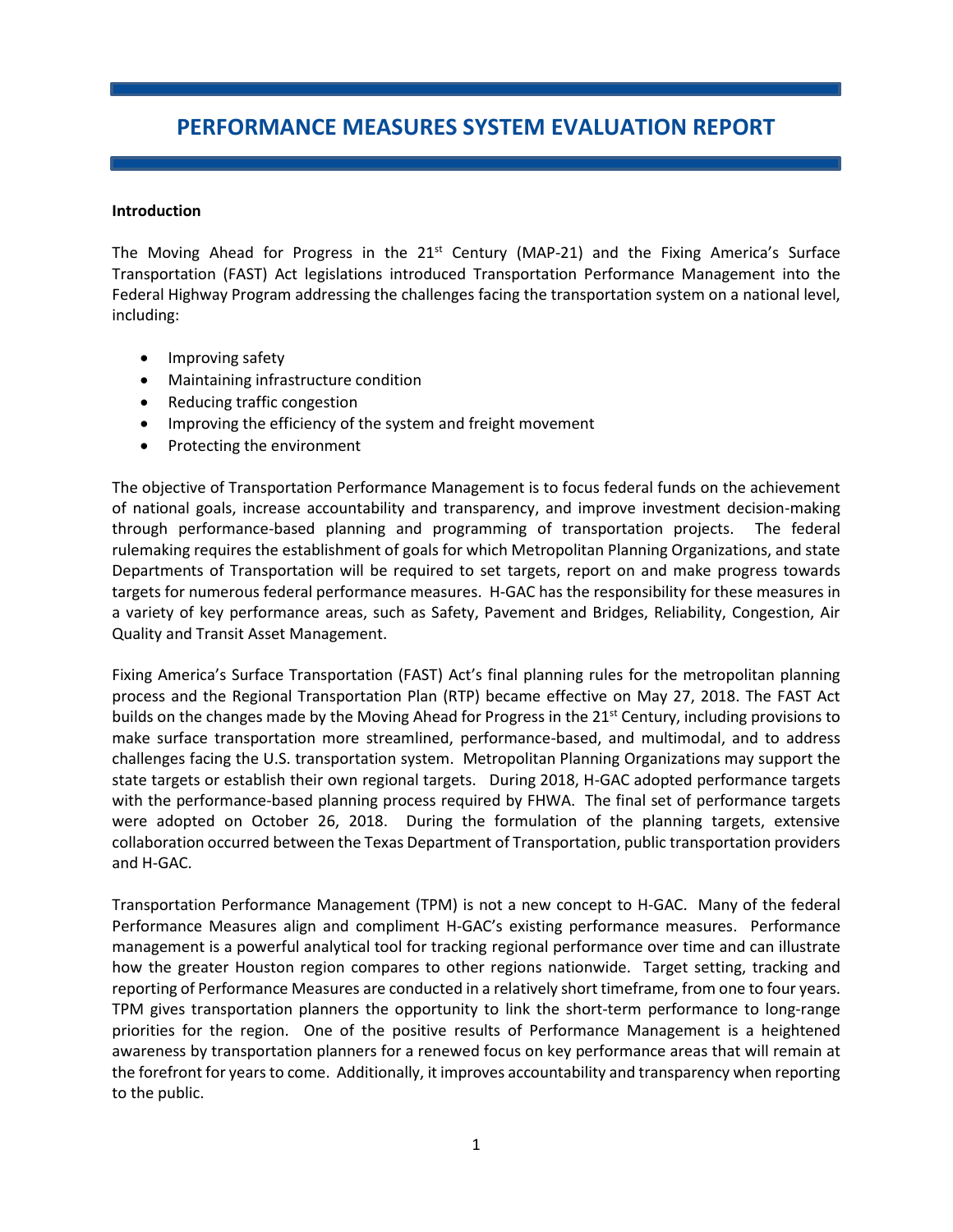# PERFORMANCE MEASURES SYSTEM EVALUATION REPORT

**Introduction**

The Moving Ahead for Progress in the 21st Century (MAP-21) and the Fixing America's Surface Transportation (FAST) Act legislations introduced Transportation Performance Management into the Federal Highway Program addressing the challenges facing the transportation system on a national level, including:

- Improving safety
- Maintaining infrastructure condition
- Reducing traffic congestion
- Improving the efficiency of the system and freight movement
- Protecting the environment

The objective of Transportation Performance Management is to focus federal funds on the achievement of national goals, increase accountability and transparency, and improve investment decision-making through performance-based planning and programming of transportation projects. The federal rulemaking requires the establishment of goals for which Metropolitan Planning Organizations, and state Departments of Transportation will be required to set targets, report on and make progress towards targets for numerous federal performance measures. H-GAC has the responsibility for these measures in a variety of key performance areas, such as Safety, Pavement and Bridges, Reliability, Congestion, Air Quality and Transit Asset Management.

Fixing America's Surface Transportation (FAST) Act's final planning rules for the metropolitan planning process and the Regional Transportation Plan (RTP) became effective on May 27, 2018. The FAST Act builds on the changes made by the Moving Ahead for Progress in the 21st Century, including provisions to make surface transportation more streamlined, performance-based, and multimodal, and to address challenges facing the U.S. transportation system. Metropolitan Planning Organizations may support the state targets or establish their own regional targets. During 2018, H-GAC adopted performance targets with the performance-based planning process required by FHWA. The final set of performance targets were adopted on October 26, 2018. During the formulation of the planning targets, extensive collaboration occurred between the Texas Department of Transportation, public transportation providers and H-GAC.

Transportation Performance Management (TPM) is not a new concept to H-GAC. Many of the federal Performance Measures align and compliment H-GAC's existing performance measures. Performance management is a powerful analytical tool for tracking regional performance over time and can illustrate how the greater Houston region compares to other regions nationwide. Target setting, tracking and reporting of Performance Measures are conducted in a relatively short timeframe, from one to four years. TPM gives transportation planners the opportunity to link the short-term performance to long-range priorities for the region. One of the positive results of Performance Management is a heightened awareness by transportation planners for a renewed focus on key performance areas that will remain at the forefront for years to come. Additionally, it improves accountability and transparency when reporting to the public.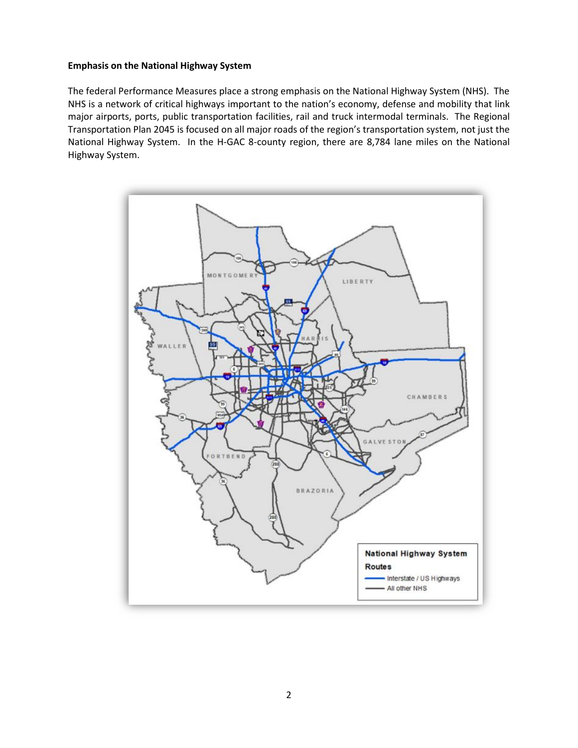**Emphasis on the National Highway System**

The federal Performance Measures place a strong emphasis on the National Highway System (NHS). The NHS is a network of critical highways important to the nation's economy, defense and mobility that link major airports, ports, public transportation facilities, rail and truck intermodal terminals. The Regional Transportation Plan 2045 is focused on all major roads of the region's transportation system, not just the National Highway System. In the H-GAC 8-county region, there are 8,784 lane miles on the National Highway System.

National Highway System

Routes

Interstate / US Highways

All other NHS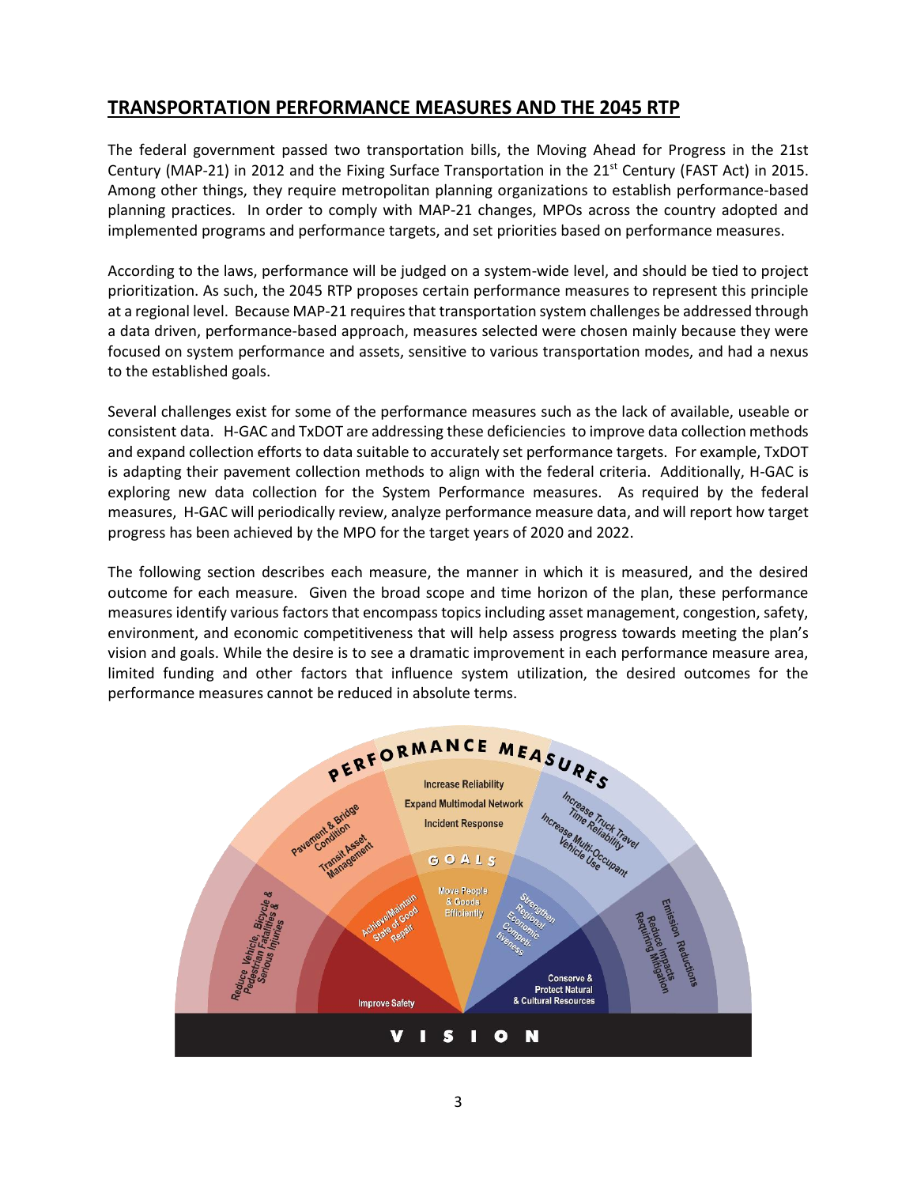## TRANSPORTATION PERFORMANCE MEASURES AND THE 2045 RTP

The federal government passed two transportation bills, the Moving Ahead for Progress in the 21st Century (MAP-21) in 2012 and the Fixing Surface Transportation in the 21st Century (FAST Act) in 2015. Among other things, they require metropolitan planning organizations to establish performance-based planning practices. In order to comply with MAP-21 changes, MPOs across the country adopted and implemented programs and performance targets, and set priorities based on performance measures.

According to the laws, performance will be judged on a system-wide level, and should be tied to project prioritization. As such, the 2045 RTP proposes certain performance measures to represent this principle at a regional level. Because MAP-21 requires that transportation system challenges be addressed through a data driven, performance-based approach, measures selected were chosen mainly because they were focused on system performance and assets, sensitive to various transportation modes, and had a nexus to the established goals.

Several challenges exist for some of the performance measures such as the lack of available, useable or consistent data. H-GAC and TxDOT are addressing these deficiencies to improve data collection methods and expand collection efforts to data suitable to accurately set performance targets. For example, TxDOT is adapting their pavement collection methods to align with the federal criteria. Additionally, H-GAC is exploring new data collection for the System Performance measures. As required by the federal measures, H-GAC will periodically review, analyze performance measure data, and will report how target progress has been achieved by the MPO for the target years of 2020 and 2022.

The following section describes each measure, the manner in which it is measured, and the desired outcome for each measure. Given the broad scope and time horizon of the plan, these performance measures identify various factors that encompass topics including asset management, congestion, safety, environment, and economic competitiveness that will help assess progress towards meeting the plan's vision and goals. While the desire is to see a dramatic improvement in each performance measure area, limited funding and other factors that influence system utilization, the desired outcomes for the performance measures cannot be reduced in absolute terms.

PERFORMANCE MEASURES

Reduce Vehicle, Bicycle & Pedestrian Fatalities & Serious Injuries

Pavement & Bridge Condition

Transit Asset Management

Increase Reliability

Expand Multimodal Network

Incident Response

Increase Truck Travel Time Reliability

Increase Multi-Occupant Vehicle Use

Emission Reductions

Reduce Impacts Requiring Mitigation

GOALS

Improve Safety

Achieve/Maintain State of Good Repair

Move People & Goods Efficiently

Strengthen Regional Economic Competitiveness

Conserve & Protect Natural & Cultural Resources

VISION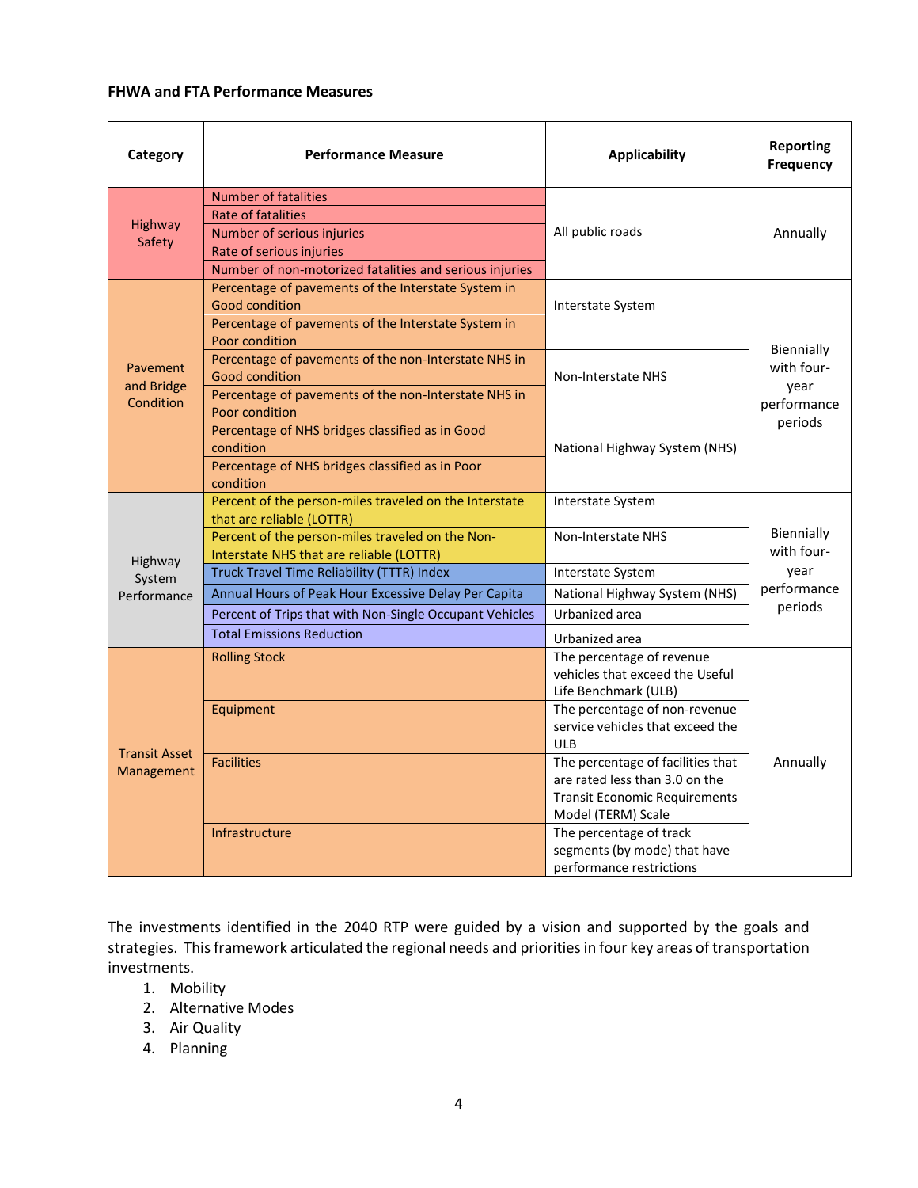**FHWA and FTA Performance Measures**

| Category | Performance Measure | Applicability | Reporting Frequency |
|---|---|---|---|
| Highway Safety | Number of fatalities | All public roads | Annually |
| | Rate of fatalities | | |
| | Number of serious injuries | | |
| | Rate of serious injuries | | |
| | Number of non-motorized fatalities and serious injuries | | |
| Pavement and Bridge Condition | Percentage of pavements of the Interstate System in Good condition | Interstate System | Biennially with four-year performance periods |
| | Percentage of pavements of the Interstate System in Poor condition | | |
| | Percentage of pavements of the non-Interstate NHS in Good condition | Non-Interstate NHS | |
| | Percentage of pavements of the non-Interstate NHS in Poor condition | | |
| | Percentage of NHS bridges classified as in Good condition | National Highway System (NHS) | |
| | Percentage of NHS bridges classified as in Poor condition | | |
| Highway System Performance | Percent of the person-miles traveled on the Interstate that are reliable (LOTTR) | Interstate System | Biennially with four-year performance periods |
| | Percent of the person-miles traveled on the Non-Interstate NHS that are reliable (LOTTR) | Non-Interstate NHS | |
| | Truck Travel Time Reliability (TTTR) Index | Interstate System | |
| | Annual Hours of Peak Hour Excessive Delay Per Capita | National Highway System (NHS) | |
| | Percent of Trips that with Non-Single Occupant Vehicles | Urbanized area | |
| | Total Emissions Reduction | Urbanized area | |
| Transit Asset Management | Rolling Stock | The percentage of revenue vehicles that exceed the Useful Life Benchmark (ULB) | Annually |
| | Equipment | The percentage of non-revenue service vehicles that exceed the ULB | |
| | Facilities | The percentage of facilities that are rated less than 3.0 on the Transit Economic Requirements Model (TERM) Scale | |
| | Infrastructure | The percentage of track segments (by mode) that have performance restrictions | |

The investments identified in the 2040 RTP were guided by a vision and supported by the goals and strategies. This framework articulated the regional needs and priorities in four key areas of transportation investments.

1. Mobility
2. Alternative Modes
3. Air Quality
4. Planning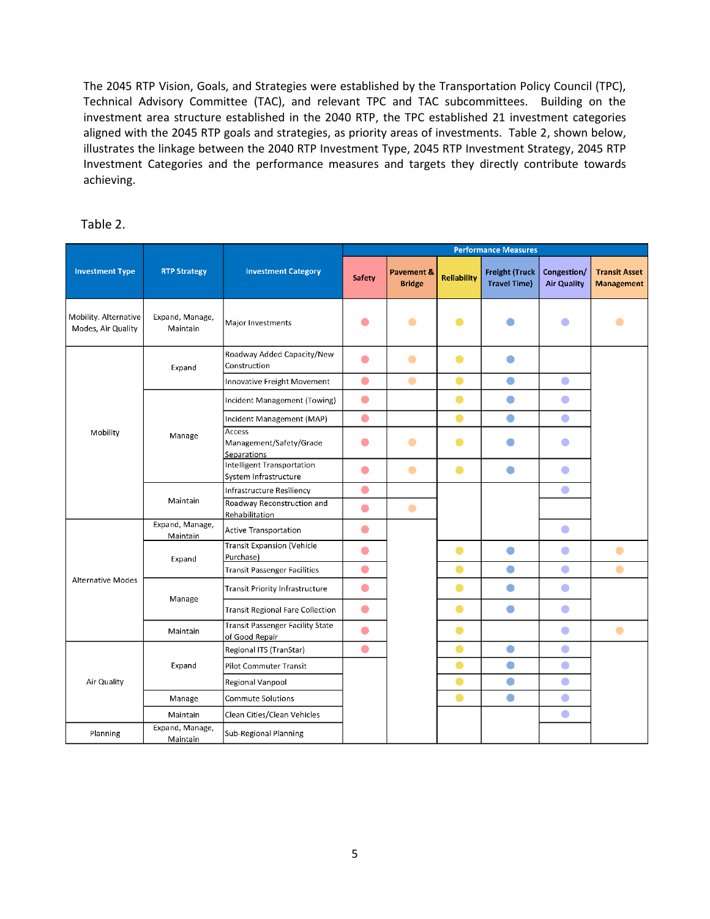The 2045 RTP Vision, Goals, and Strategies were established by the Transportation Policy Council (TPC), Technical Advisory Committee (TAC), and relevant TPC and TAC subcommittees. Building on the investment area structure established in the 2040 RTP, the TPC established 21 investment categories aligned with the 2045 RTP goals and strategies, as priority areas of investments. Table 2, shown below, illustrates the linkage between the 2040 RTP Investment Type, 2045 RTP Investment Strategy, 2045 RTP Investment Categories and the performance measures and targets they directly contribute towards achieving.

Table 2.

| Investment Type | RTP Strategy | Investment Category | Performance Measures | | | | | |
|---|---|---|---|---|---|---|---|---|
| | | | Safety | Pavement & Bridge | Reliability | Freight (Truck Travel Time) | Congestion/ Air Quality | Transit Asset Management |
| Mobility. Alternative Modes, Air Quality | Expand, Manage, Maintain | Major Investments | ● | ● | ● | ● | ● | ● |
| Mobility | Expand | Roadway Added Capacity/New Construction | ● | ● | ● | ● | | |
| | | Innovative Freight Movement | ● | ● | ● | ● | ● | |
| | Manage | Incident Management (Towing) | ● | | ● | ● | ● | |
| | | Incident Management (MAP) | ● | | ● | ● | ● | |
| | | Access Management/Safety/Grade Separations | ● | ● | ● | ● | ● | |
| | | Intelligent Transportation System Infrastructure | ● | ● | ● | ● | ● | |
| | Maintain | Infrastructure Resiliency | ● | | | | ● | |
| | | Roadway Reconstruction and Rehabilitation | ● | ● | | | | |
| Alternative Modes | Expand, Manage, Maintain | Active Transportation | ● | | | | ● | |
| | Expand | Transit Expansion (Vehicle Purchase) | ● | | ● | ● | ● | ● |
| | | Transit Passenger Facilities | ● | | ● | ● | ● | ● |
| | Manage | Transit Priority Infrastructure | ● | | ● | ● | ● | |
| | | Transit Regional Fare Collection | ● | | ● | ● | ● | |
| | Maintain | Transit Passenger Facility State of Good Repair | ● | | ● | | ● | ● |
| Air Quality | Expand | Regional ITS (TranStar) | ● | | ● | ● | ● | |
| | | Pilot Commuter Transit | | | ● | ● | ● | |
| | | Regional Vanpool | | | ● | ● | ● | |
| | Manage | Commute Solutions | | | ● | ● | ● | |
| | Maintain | Clean Cities/Clean Vehicles | | | | | ● | |
| Planning | Expand, Manage, Maintain | Sub-Regional Planning | | | | | | |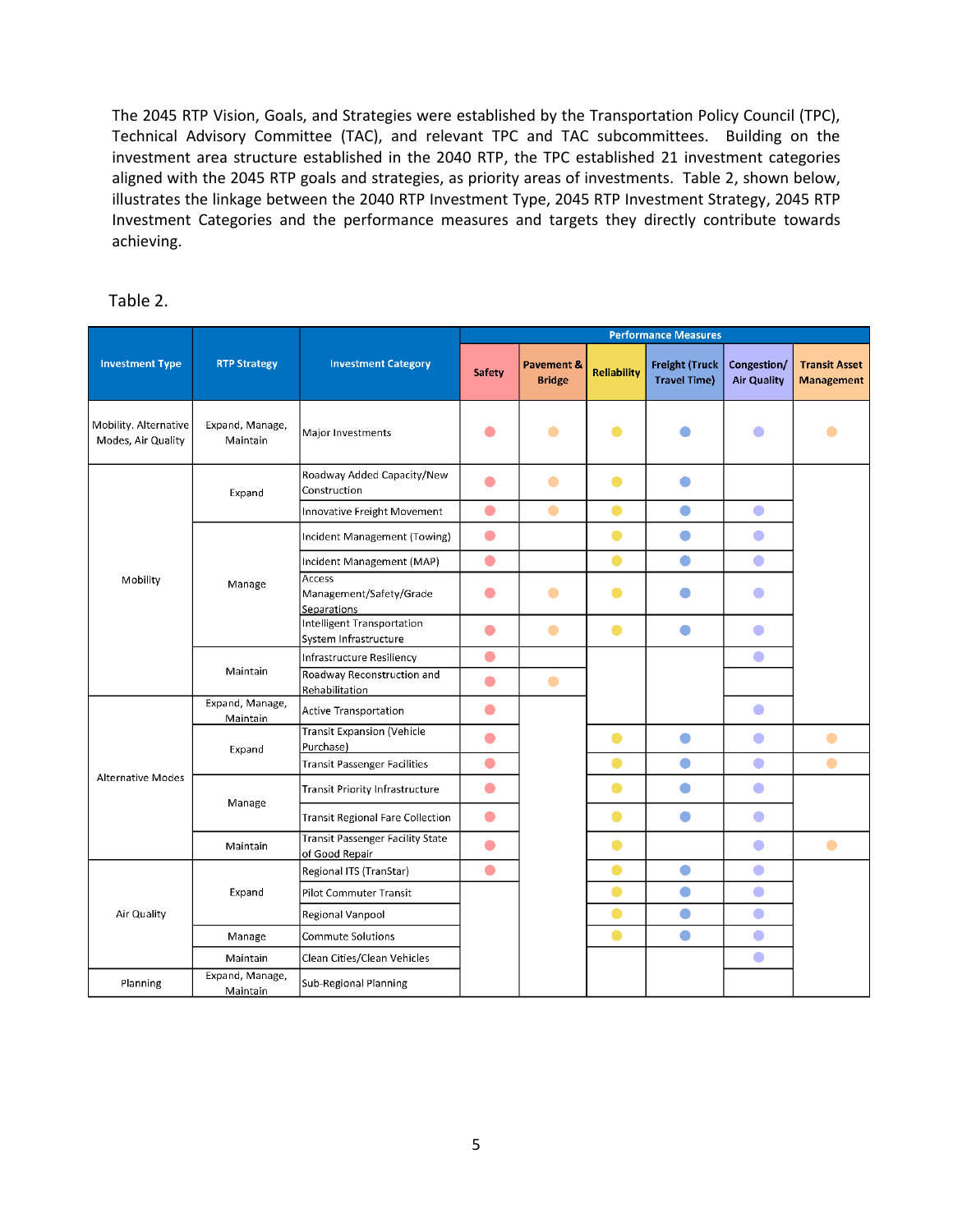The 2045 RTP Vision, Goals, and Strategies were established by the Transportation Policy Council (TPC), Technical Advisory Committee (TAC), and relevant TPC and TAC subcommittees. Building on the investment area structure established in the 2040 RTP, the TPC established 21 investment categories aligned with the 2045 RTP goals and strategies, as priority areas of investments. Table 2, shown below, illustrates the linkage between the 2040 RTP Investment Type, 2045 RTP Investment Strategy, 2045 RTP Investment Categories and the performance measures and targets they directly contribute towards achieving.

Table 2.

| Investment Type | RTP Strategy | Investment Category | Performance Measures | | | | | |
|---|---|---|---|---|---|---|---|---|
| | | | Safety | Pavement & Bridge | Reliability | Freight (Truck Travel Time) | Congestion/ Air Quality | Transit Asset Management |
| Mobility. Alternative Modes, Air Quality | Expand, Manage, Maintain | Major Investments | ● | ● | ● | ● | ● | ● |
| Mobility | Expand | Roadway Added Capacity/New Construction | ● | ● | ● | ● | | |
| | | Innovative Freight Movement | ● | ● | ● | ● | ● | |
| | Manage | Incident Management (Towing) | ● | | ● | ● | ● | |
| | | Incident Management (MAP) | ● | | ● | ● | ● | |
| | | Access Management/Safety/Grade Separations | ● | ● | ● | ● | ● | |
| | | Intelligent Transportation System Infrastructure | ● | ● | ● | ● | ● | |
| | Maintain | Infrastructure Resiliency | ● | | | | ● | |
| | | Roadway Reconstruction and Rehabilitation | ● | ● | | | | |
| Alternative Modes | Expand, Manage, Maintain | Active Transportation | ● | | | | ● | |
| | Expand | Transit Expansion (Vehicle Purchase) | ● | | ● | ● | ● | ● |
| | | Transit Passenger Facilities | ● | | ● | ● | ● | ● |
| | Manage | Transit Priority Infrastructure | ● | | ● | ● | ● | |
| | | Transit Regional Fare Collection | ● | | ● | ● | ● | |
| | Maintain | Transit Passenger Facility State of Good Repair | ● | | ● | | ● | ● |
| Air Quality | Expand | Regional ITS (TranStar) | ● | | ● | ● | ● | |
| | | Pilot Commuter Transit | | | ● | ● | ● | |
| | | Regional Vanpool | | | ● | ● | ● | |
| | Manage | Commute Solutions | | | ● | ● | ● | |
| | Maintain | Clean Cities/Clean Vehicles | | | | | ● | |
| Planning | Expand, Manage, Maintain | Sub-Regional Planning | | | | | | |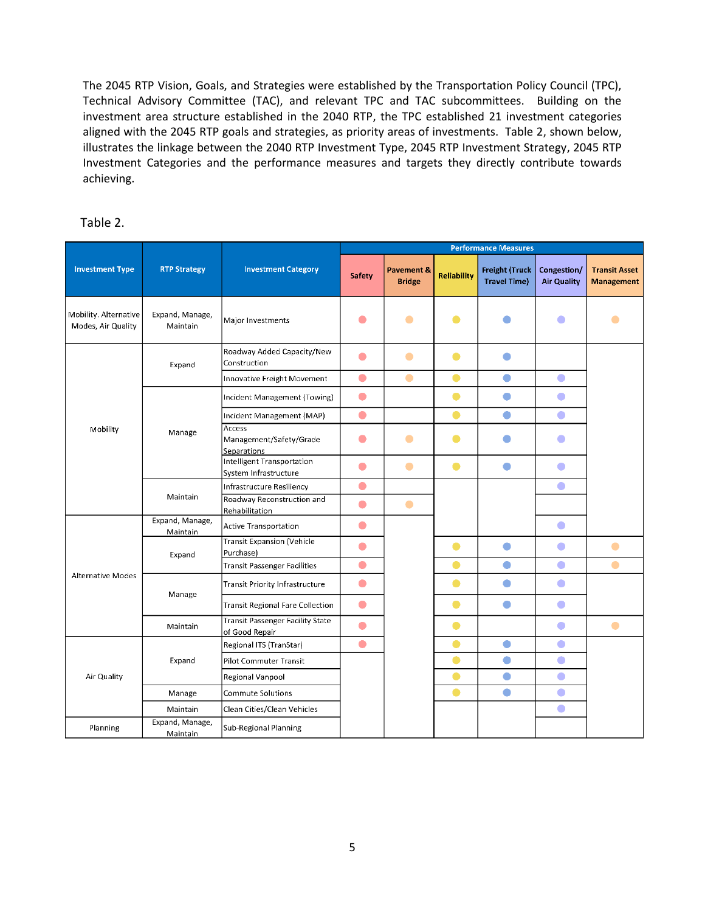The 2045 RTP Vision, Goals, and Strategies were established by the Transportation Policy Council (TPC), Technical Advisory Committee (TAC), and relevant TPC and TAC subcommittees. Building on the investment area structure established in the 2040 RTP, the TPC established 21 investment categories aligned with the 2045 RTP goals and strategies, as priority areas of investments. Table 2, shown below, illustrates the linkage between the 2040 RTP Investment Type, 2045 RTP Investment Strategy, 2045 RTP Investment Categories and the performance measures and targets they directly contribute towards achieving.

Table 2.

| Investment Type | RTP Strategy | Investment Category | Performance Measures | | | | | |
|---|---|---|---|---|---|---|---|---|
| | | | Safety | Pavement & Bridge | Reliability | Freight (Truck Travel Time) | Congestion/ Air Quality | Transit Asset Management |
| Mobility. Alternative Modes, Air Quality | Expand, Manage, Maintain | Major Investments | ● | ● | ● | ● | ● | ● |
| Mobility | Expand | Roadway Added Capacity/New Construction | ● | ● | ● | ● | | |
| | | Innovative Freight Movement | ● | ● | ● | ● | ● | |
| | Manage | Incident Management (Towing) | ● | | ● | ● | ● | |
| | | Incident Management (MAP) | ● | | ● | ● | ● | |
| | | Access Management/Safety/Grade Separations | ● | ● | ● | ● | ● | |
| | | Intelligent Transportation System Infrastructure | ● | ● | ● | ● | ● | |
| | Maintain | Infrastructure Resiliency | ● | | | | ● | |
| | | Roadway Reconstruction and Rehabilitation | ● | ● | | | | |
| Alternative Modes | Expand, Manage, Maintain | Active Transportation | ● | | | | ● | |
| | Expand | Transit Expansion (Vehicle Purchase) | ● | | ● | ● | ● | ● |
| | | Transit Passenger Facilities | ● | | ● | ● | ● | ● |
| | Manage | Transit Priority Infrastructure | ● | | ● | ● | ● | |
| | | Transit Regional Fare Collection | ● | | ● | ● | ● | |
| | Maintain | Transit Passenger Facility State of Good Repair | ● | | ● | | ● | ● |
| Air Quality | Expand | Regional ITS (TranStar) | ● | | ● | ● | ● | |
| | | Pilot Commuter Transit | | | ● | ● | ● | |
| | | Regional Vanpool | | | ● | ● | ● | |
| | Manage | Commute Solutions | | | ● | ● | ● | |
| | Maintain | Clean Cities/Clean Vehicles | | | | | ● | |
| Planning | Expand, Manage, Maintain | Sub-Regional Planning | | | | | | |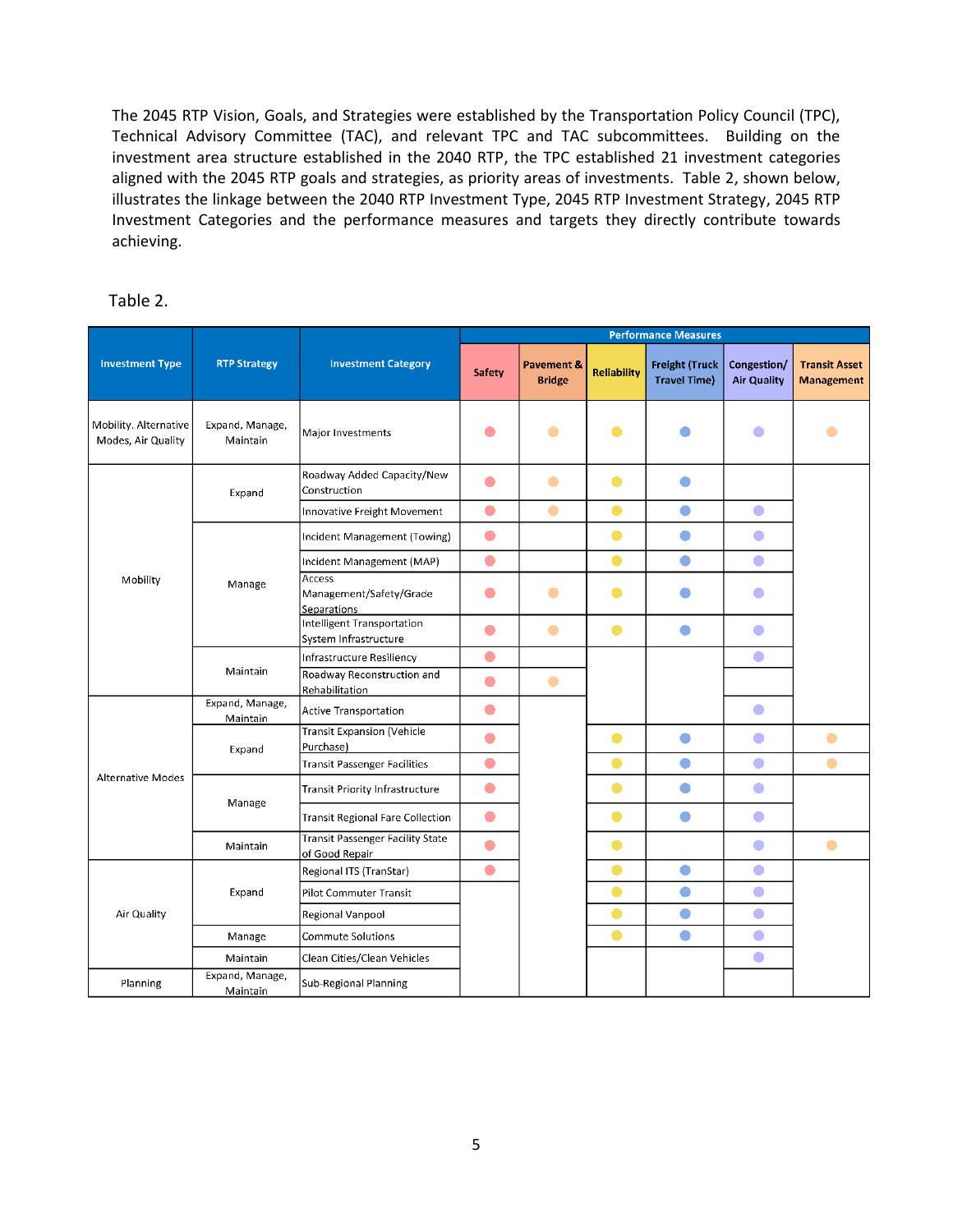The 2045 RTP Vision, Goals, and Strategies were established by the Transportation Policy Council (TPC), Technical Advisory Committee (TAC), and relevant TPC and TAC subcommittees. Building on the investment area structure established in the 2040 RTP, the TPC established 21 investment categories aligned with the 2045 RTP goals and strategies, as priority areas of investments. Table 2, shown below, illustrates the linkage between the 2040 RTP Investment Type, 2045 RTP Investment Strategy, 2045 RTP Investment Categories and the performance measures and targets they directly contribute towards achieving.

Table 2.

| Investment Type | RTP Strategy | Investment Category | Performance Measures | | | | | |
|---|---|---|---|---|---|---|---|---|
| | | | Safety | Pavement & Bridge | Reliability | Freight (Truck Travel Time) | Congestion/ Air Quality | Transit Asset Management |
| Mobility. Alternative Modes, Air Quality | Expand, Manage, Maintain | Major Investments | ● | ● | ● | ● | ● | ● |
| Mobility | Expand | Roadway Added Capacity/New Construction | ● | ● | ● | ● | | |
| | | Innovative Freight Movement | ● | ● | ● | ● | ● | |
| | Manage | Incident Management (Towing) | ● | | ● | ● | ● | |
| | | Incident Management (MAP) | ● | | ● | ● | ● | |
| | | Access Management/Safety/Grade Separations | ● | ● | ● | ● | ● | |
| | | Intelligent Transportation System Infrastructure | ● | ● | ● | ● | ● | |
| | Maintain | Infrastructure Resiliency | ● | | | | ● | |
| | | Roadway Reconstruction and Rehabilitation | ● | ● | | | | |
| Alternative Modes | Expand, Manage, Maintain | Active Transportation | ● | | | | ● | |
| | Expand | Transit Expansion (Vehicle Purchase) | ● | | ● | ● | ● | ● |
| | | Transit Passenger Facilities | ● | | ● | ● | ● | ● |
| | Manage | Transit Priority Infrastructure | ● | | ● | ● | ● | |
| | | Transit Regional Fare Collection | ● | | ● | ● | ● | |
| | Maintain | Transit Passenger Facility State of Good Repair | ● | | ● | | ● | ● |
| Air Quality | Expand | Regional ITS (TranStar) | ● | | ● | ● | ● | |
| | | Pilot Commuter Transit | | | ● | ● | ● | |
| | | Regional Vanpool | | | ● | ● | ● | |
| | Manage | Commute Solutions | | | ● | ● | ● | |
| | Maintain | Clean Cities/Clean Vehicles | | | | | ● | |
| Planning | Expand, Manage, Maintain | Sub-Regional Planning | | | | | | |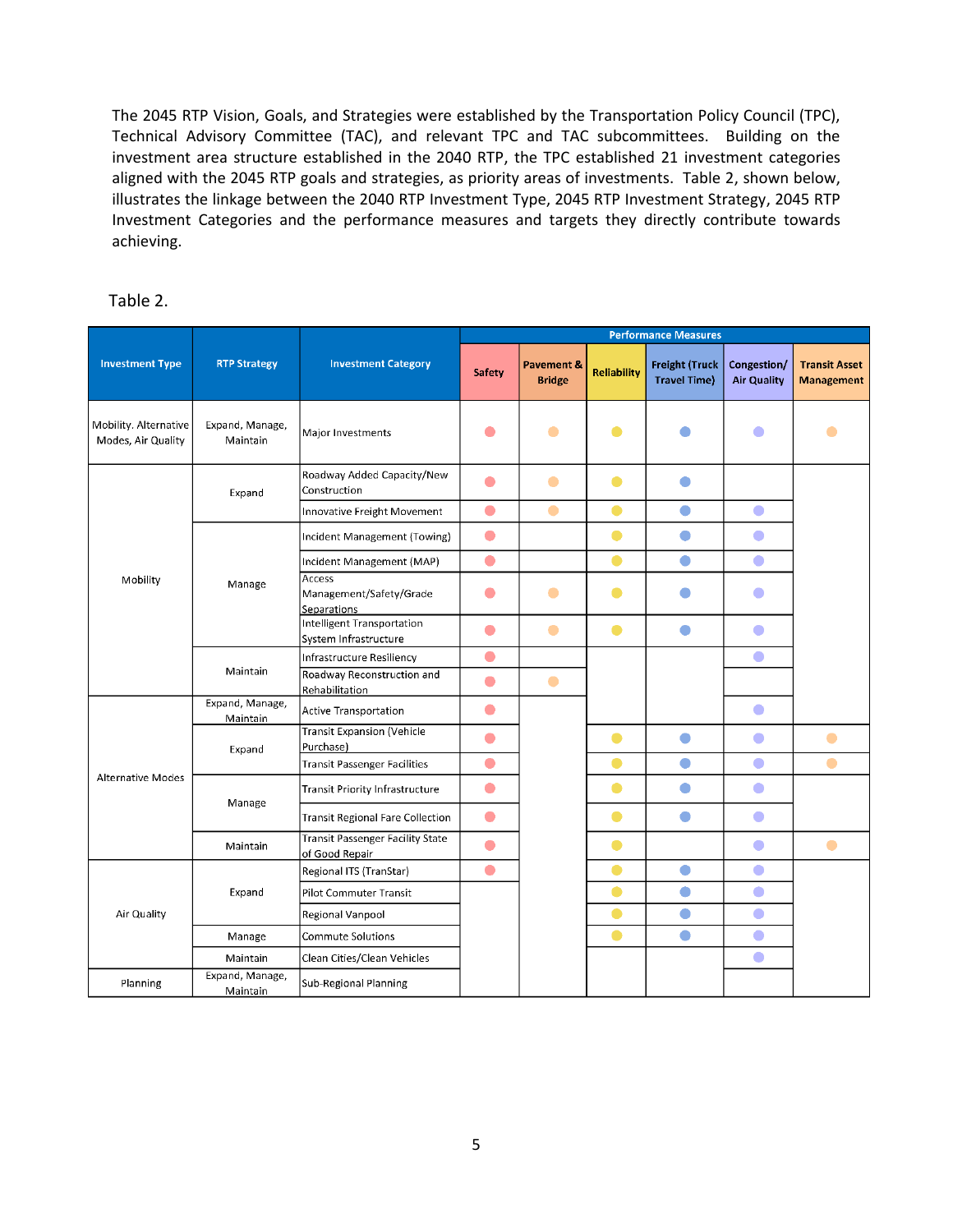The 2045 RTP Vision, Goals, and Strategies were established by the Transportation Policy Council (TPC), Technical Advisory Committee (TAC), and relevant TPC and TAC subcommittees. Building on the investment area structure established in the 2040 RTP, the TPC established 21 investment categories aligned with the 2045 RTP goals and strategies, as priority areas of investments. Table 2, shown below, illustrates the linkage between the 2040 RTP Investment Type, 2045 RTP Investment Strategy, 2045 RTP Investment Categories and the performance measures and targets they directly contribute towards achieving.

Table 2.

| Investment Type | RTP Strategy | Investment Category | Performance Measures | | | | | |
|---|---|---|---|---|---|---|---|---|
| | | | Safety | Pavement & Bridge | Reliability | Freight (Truck Travel Time) | Congestion/ Air Quality | Transit Asset Management |
| Mobility. Alternative Modes, Air Quality | Expand, Manage, Maintain | Major Investments | ● | ● | ● | ● | ● | ● |
| Mobility | Expand | Roadway Added Capacity/New Construction | ● | ● | ● | ● | | |
| | | Innovative Freight Movement | ● | ● | ● | ● | ● | |
| | Manage | Incident Management (Towing) | ● | | ● | ● | ● | |
| | | Incident Management (MAP) | ● | | ● | ● | ● | |
| | | Access Management/Safety/Grade Separations | ● | ● | ● | ● | ● | |
| | | Intelligent Transportation System Infrastructure | ● | ● | ● | ● | ● | |
| | Maintain | Infrastructure Resiliency | ● | | | | ● | |
| | | Roadway Reconstruction and Rehabilitation | ● | ● | | | | |
| Alternative Modes | Expand, Manage, Maintain | Active Transportation | ● | | | | ● | |
| | Expand | Transit Expansion (Vehicle Purchase) | ● | | ● | ● | ● | ● |
| | | Transit Passenger Facilities | ● | | ● | ● | ● | ● |
| | Manage | Transit Priority Infrastructure | ● | | ● | ● | ● | |
| | | Transit Regional Fare Collection | ● | | ● | ● | ● | |
| | Maintain | Transit Passenger Facility State of Good Repair | ● | | ● | | ● | ● |
| Air Quality | Expand | Regional ITS (TranStar) | ● | | ● | ● | ● | |
| | | Pilot Commuter Transit | | | ● | ● | ● | |
| | | Regional Vanpool | | | ● | ● | ● | |
| | Manage | Commute Solutions | | | ● | ● | ● | |
| | Maintain | Clean Cities/Clean Vehicles | | | | | ● | |
| Planning | Expand, Manage, Maintain | Sub-Regional Planning | | | | | | |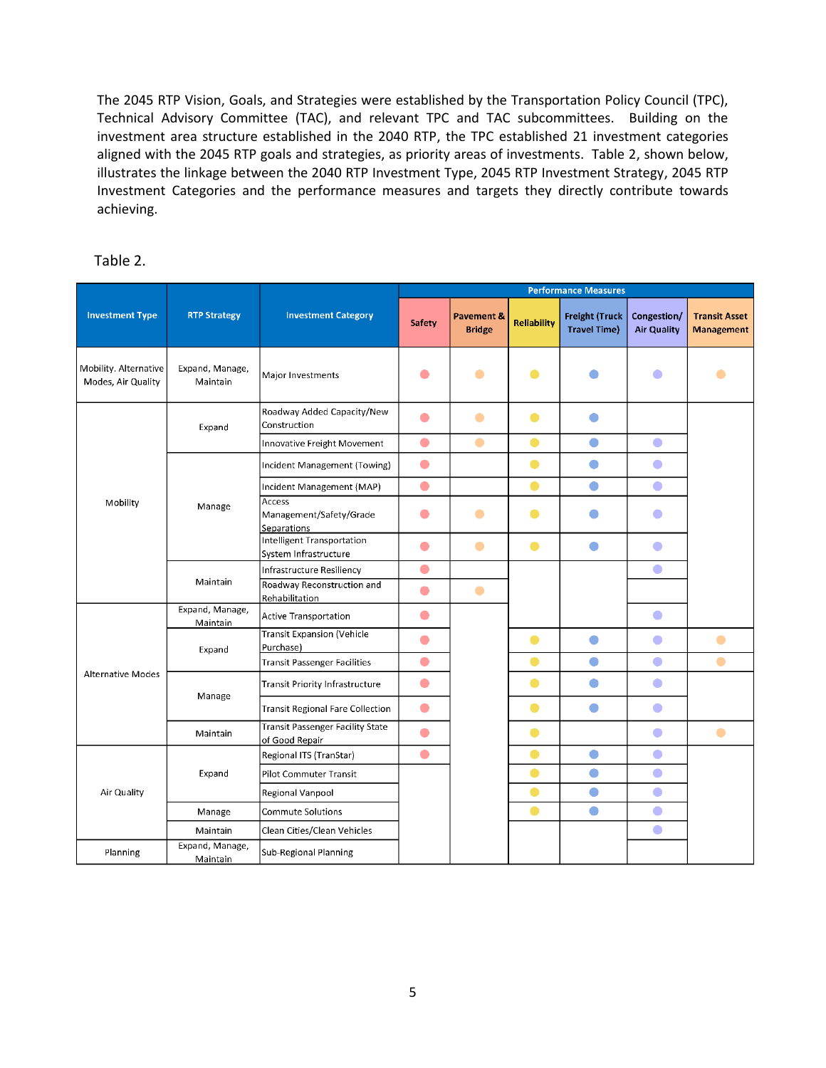The 2045 RTP Vision, Goals, and Strategies were established by the Transportation Policy Council (TPC), Technical Advisory Committee (TAC), and relevant TPC and TAC subcommittees. Building on the investment area structure established in the 2040 RTP, the TPC established 21 investment categories aligned with the 2045 RTP goals and strategies, as priority areas of investments. Table 2, shown below, illustrates the linkage between the 2040 RTP Investment Type, 2045 RTP Investment Strategy, 2045 RTP Investment Categories and the performance measures and targets they directly contribute towards achieving.

Table 2.

| Investment Type | RTP Strategy | Investment Category | Performance Measures | | | | | |
|---|---|---|---|---|---|---|---|---|
| | | | Safety | Pavement & Bridge | Reliability | Freight (Truck Travel Time) | Congestion/ Air Quality | Transit Asset Management |
| Mobility. Alternative Modes, Air Quality | Expand, Manage, Maintain | Major Investments | ● | ● | ● | ● | ● | ● |
| Mobility | Expand | Roadway Added Capacity/New Construction | ● | ● | ● | ● | | |
| | | Innovative Freight Movement | ● | ● | ● | ● | ● | |
| | Manage | Incident Management (Towing) | ● | | ● | ● | ● | |
| | | Incident Management (MAP) | ● | | ● | ● | ● | |
| | | Access Management/Safety/Grade Separations | ● | ● | ● | ● | ● | |
| | | Intelligent Transportation System Infrastructure | ● | ● | ● | ● | ● | |
| | Maintain | Infrastructure Resiliency | ● | | | | ● | |
| | | Roadway Reconstruction and Rehabilitation | ● | ● | | | | |
| Alternative Modes | Expand, Manage, Maintain | Active Transportation | ● | | | | ● | |
| | Expand | Transit Expansion (Vehicle Purchase) | ● | | ● | ● | ● | ● |
| | | Transit Passenger Facilities | ● | | ● | ● | ● | ● |
| | Manage | Transit Priority Infrastructure | ● | | ● | ● | ● | |
| | | Transit Regional Fare Collection | ● | | ● | ● | ● | |
| | Maintain | Transit Passenger Facility State of Good Repair | ● | | ● | | ● | ● |
| Air Quality | Expand | Regional ITS (TranStar) | ● | | ● | ● | ● | |
| | | Pilot Commuter Transit | | | ● | ● | ● | |
| | | Regional Vanpool | | | ● | ● | ● | |
| | Manage | Commute Solutions | | | ● | ● | ● | |
| | Maintain | Clean Cities/Clean Vehicles | | | | | ● | |
| Planning | Expand, Manage, Maintain | Sub-Regional Planning | | | | | | |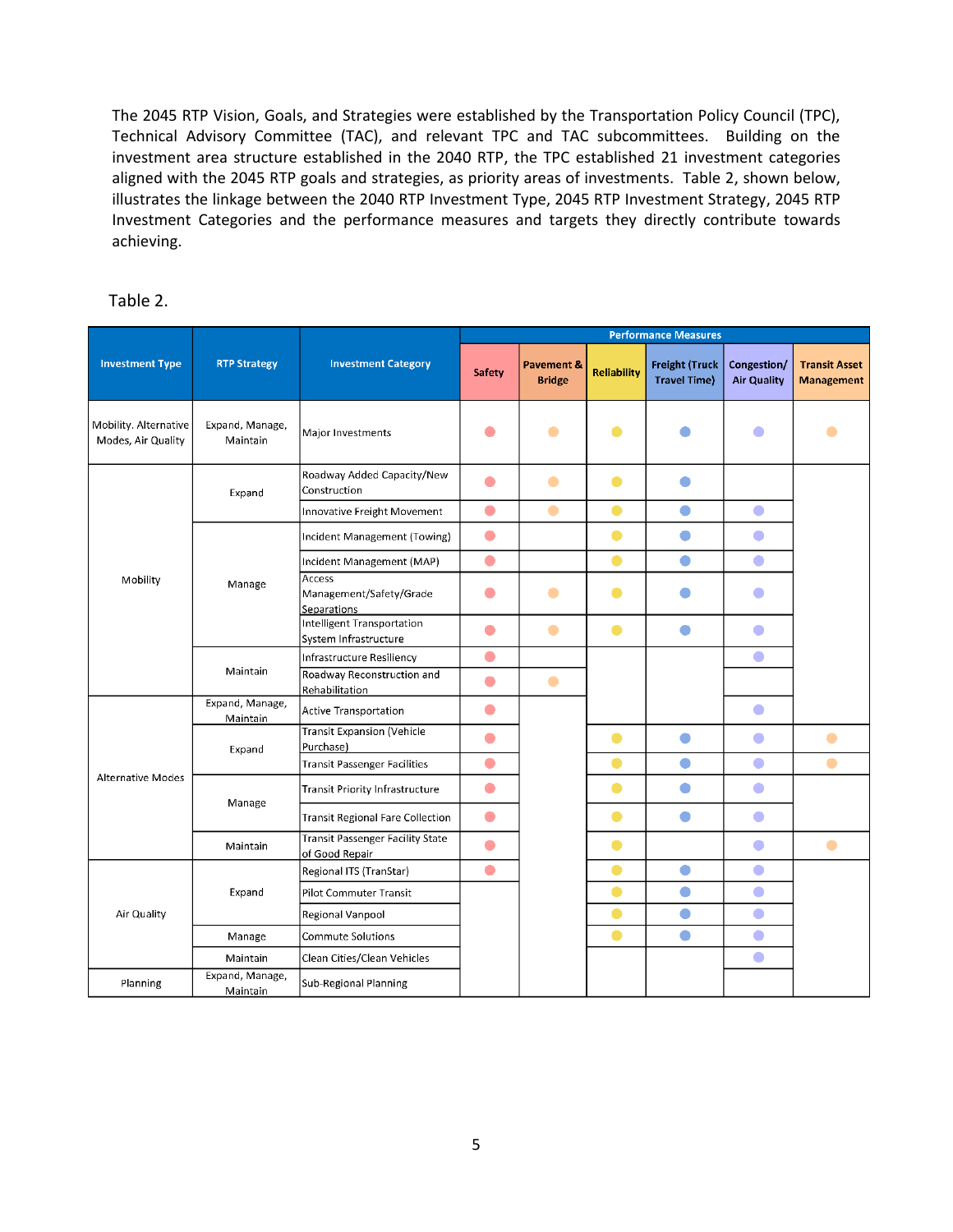The 2045 RTP Vision, Goals, and Strategies were established by the Transportation Policy Council (TPC), Technical Advisory Committee (TAC), and relevant TPC and TAC subcommittees. Building on the investment area structure established in the 2040 RTP, the TPC established 21 investment categories aligned with the 2045 RTP goals and strategies, as priority areas of investments. Table 2, shown below, illustrates the linkage between the 2040 RTP Investment Type, 2045 RTP Investment Strategy, 2045 RTP Investment Categories and the performance measures and targets they directly contribute towards achieving.

Table 2.

| Investment Type | RTP Strategy | Investment Category | Performance Measures | | | | | |
|---|---|---|---|---|---|---|---|---|
| | | | Safety | Pavement & Bridge | Reliability | Freight (Truck Travel Time) | Congestion/ Air Quality | Transit Asset Management |
| Mobility. Alternative Modes, Air Quality | Expand, Manage, Maintain | Major Investments | ● | ● | ● | ● | ● | ● |
| Mobility | Expand | Roadway Added Capacity/New Construction | ● | ● | ● | ● | | |
| | | Innovative Freight Movement | ● | ● | ● | ● | ● | |
| | Manage | Incident Management (Towing) | ● | | ● | ● | ● | |
| | | Incident Management (MAP) | ● | | ● | ● | ● | |
| | | Access Management/Safety/Grade Separations | ● | ● | ● | ● | ● | |
| | | Intelligent Transportation System Infrastructure | ● | ● | ● | ● | ● | |
| | Maintain | Infrastructure Resiliency | ● | | | | ● | |
| | | Roadway Reconstruction and Rehabilitation | ● | ● | | | | |
| Alternative Modes | Expand, Manage, Maintain | Active Transportation | ● | | | | ● | |
| | Expand | Transit Expansion (Vehicle Purchase) | ● | | ● | ● | ● | ● |
| | | Transit Passenger Facilities | ● | | ● | ● | ● | ● |
| | Manage | Transit Priority Infrastructure | ● | | ● | ● | ● | |
| | | Transit Regional Fare Collection | ● | | ● | ● | ● | |
| | Maintain | Transit Passenger Facility State of Good Repair | ● | | ● | | ● | ● |
| Air Quality | Expand | Regional ITS (TranStar) | ● | | ● | ● | ● | |
| | | Pilot Commuter Transit | | | ● | ● | ● | |
| | | Regional Vanpool | | | ● | ● | ● | |
| | Manage | Commute Solutions | | | ● | ● | ● | |
| | Maintain | Clean Cities/Clean Vehicles | | | | | ● | |
| Planning | Expand, Manage, Maintain | Sub-Regional Planning | | | | | | |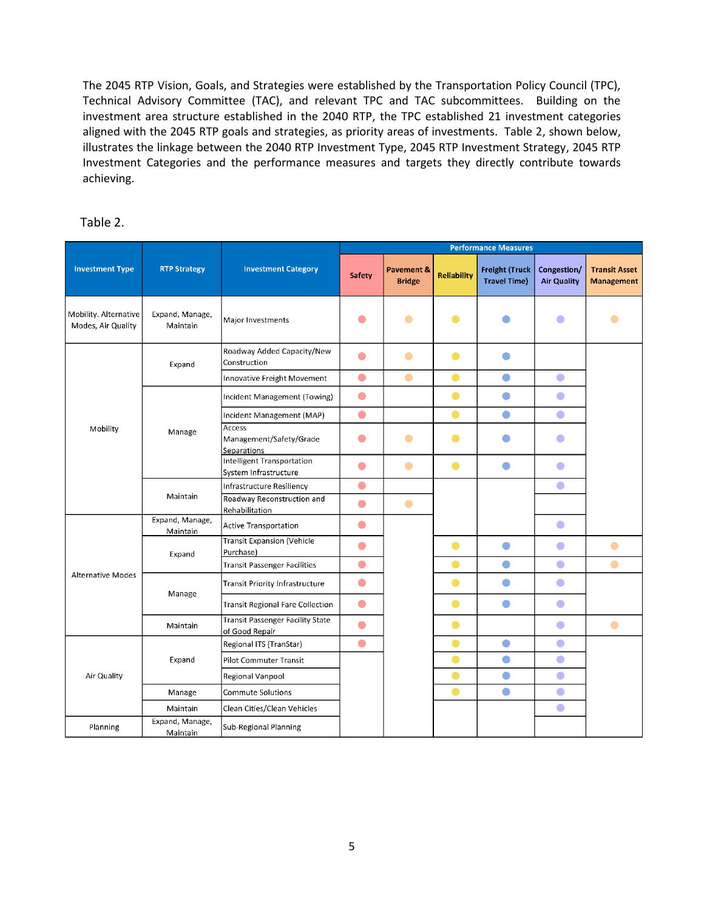The 2045 RTP Vision, Goals, and Strategies were established by the Transportation Policy Council (TPC), Technical Advisory Committee (TAC), and relevant TPC and TAC subcommittees. Building on the investment area structure established in the 2040 RTP, the TPC established 21 investment categories aligned with the 2045 RTP goals and strategies, as priority areas of investments. Table 2, shown below, illustrates the linkage between the 2040 RTP Investment Type, 2045 RTP Investment Strategy, 2045 RTP Investment Categories and the performance measures and targets they directly contribute towards achieving.

Table 2.

| Investment Type | RTP Strategy | Investment Category | Performance Measures: Safety | Pavement & Bridge | Reliability | Freight (Truck Travel Time) | Congestion/ Air Quality | Transit Asset Management |
|---|---|---|---|---|---|---|---|---|
| Mobility. Alternative Modes, Air Quality | Expand, Manage, Maintain | Major Investments | ● | ● | ● | ● | ● | ● |
| Mobility | Expand | Roadway Added Capacity/New Construction | ● | ● | ● | ● | | |
| | | Innovative Freight Movement | ● | ● | ● | ● | ● | |
| | Manage | Incident Management (Towing) | ● | | ● | ● | ● | |
| | | Incident Management (MAP) | ● | | ● | ● | ● | |
| | | Access Management/Safety/Grade Separations | ● | ● | ● | ● | ● | |
| | | Intelligent Transportation System Infrastructure | ● | ● | ● | ● | ● | |
| | Maintain | Infrastructure Resiliency | ● | | | | ● | |
| | | Roadway Reconstruction and Rehabilitation | ● | ● | | | | |
| Alternative Modes | Expand, Manage, Maintain | Active Transportation | ● | | | | ● | |
| | Expand | Transit Expansion (Vehicle Purchase) | ● | | ● | ● | ● | ● |
| | | Transit Passenger Facilities | ● | | ● | ● | ● | ● |
| | Manage | Transit Priority Infrastructure | ● | | ● | ● | ● | |
| | | Transit Regional Fare Collection | ● | | ● | ● | ● | |
| | Maintain | Transit Passenger Facility State of Good Repair | ● | | ● | | ● | ● |
| Air Quality | Expand | Regional ITS (TranStar) | ● | | ● | ● | ● | |
| | | Pilot Commuter Transit | | | ● | ● | ● | |
| | | Regional Vanpool | | | ● | ● | ● | |
| | Manage | Commute Solutions | | | ● | ● | ● | |
| | Maintain | Clean Cities/Clean Vehicles | | | | | ● | |
| Planning | Expand, Manage, Maintain | Sub-Regional Planning | | | | | | |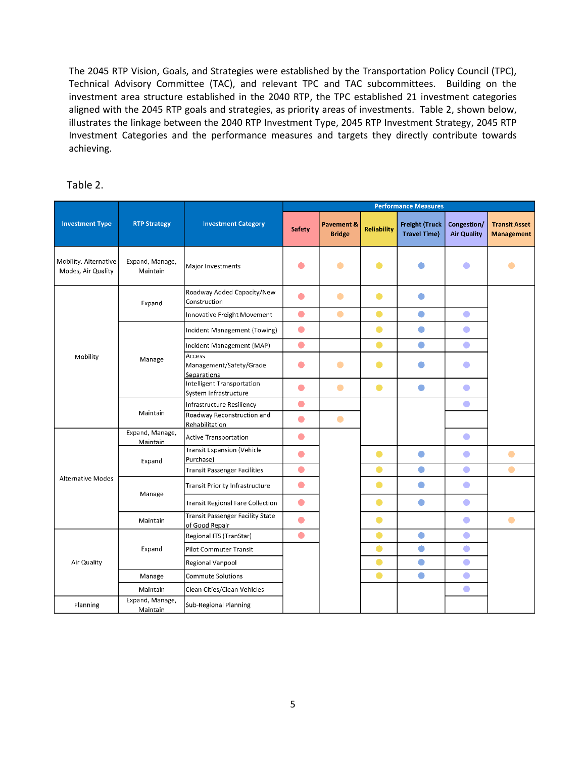The 2045 RTP Vision, Goals, and Strategies were established by the Transportation Policy Council (TPC), Technical Advisory Committee (TAC), and relevant TPC and TAC subcommittees. Building on the investment area structure established in the 2040 RTP, the TPC established 21 investment categories aligned with the 2045 RTP goals and strategies, as priority areas of investments. Table 2, shown below, illustrates the linkage between the 2040 RTP Investment Type, 2045 RTP Investment Strategy, 2045 RTP Investment Categories and the performance measures and targets they directly contribute towards achieving.

Table 2.

| Investment Type | RTP Strategy | Investment Category | Performance Measures | | | | | |
|---|---|---|---|---|---|---|---|---|
| | | | Safety | Pavement & Bridge | Reliability | Freight (Truck Travel Time) | Congestion/ Air Quality | Transit Asset Management |
| Mobility. Alternative Modes, Air Quality | Expand, Manage, Maintain | Major Investments | ● | ● | ● | ● | ● | ● |
| Mobility | Expand | Roadway Added Capacity/New Construction | ● | ● | ● | ● | | |
| | | Innovative Freight Movement | ● | ● | ● | ● | ● | |
| | Manage | Incident Management (Towing) | ● | | ● | ● | ● | |
| | | Incident Management (MAP) | ● | | ● | ● | ● | |
| | | Access Management/Safety/Grade Separations | ● | ● | ● | ● | ● | |
| | | Intelligent Transportation System Infrastructure | ● | ● | ● | ● | ● | |
| | Maintain | Infrastructure Resiliency | ● | | | | ● | |
| | | Roadway Reconstruction and Rehabilitation | ● | ● | | | | |
| Alternative Modes | Expand, Manage, Maintain | Active Transportation | ● | | | | ● | |
| | Expand | Transit Expansion (Vehicle Purchase) | ● | | ● | ● | ● | ● |
| | | Transit Passenger Facilities | ● | | ● | ● | ● | ● |
| | Manage | Transit Priority Infrastructure | ● | | ● | ● | ● | |
| | | Transit Regional Fare Collection | ● | | ● | ● | ● | |
| | Maintain | Transit Passenger Facility State of Good Repair | ● | | ● | | ● | ● |
| Air Quality | Expand | Regional ITS (TranStar) | ● | | ● | ● | ● | |
| | | Pilot Commuter Transit | | | ● | ● | ● | |
| | | Regional Vanpool | | | ● | ● | ● | |
| | Manage | Commute Solutions | | | ● | ● | ● | |
| | Maintain | Clean Cities/Clean Vehicles | | | | | ● | |
| Planning | Expand, Manage, Maintain | Sub-Regional Planning | | | | | | |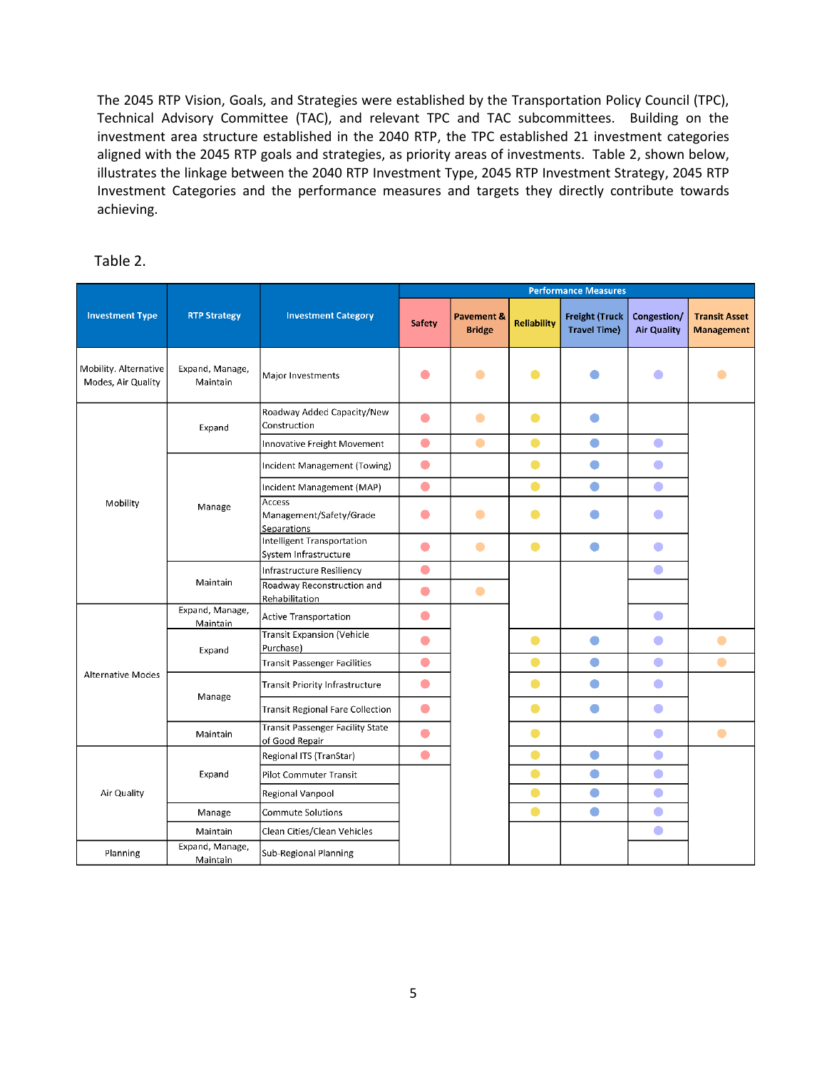The 2045 RTP Vision, Goals, and Strategies were established by the Transportation Policy Council (TPC), Technical Advisory Committee (TAC), and relevant TPC and TAC subcommittees. Building on the investment area structure established in the 2040 RTP, the TPC established 21 investment categories aligned with the 2045 RTP goals and strategies, as priority areas of investments. Table 2, shown below, illustrates the linkage between the 2040 RTP Investment Type, 2045 RTP Investment Strategy, 2045 RTP Investment Categories and the performance measures and targets they directly contribute towards achieving.

Table 2.

| Investment Type | RTP Strategy | Investment Category | Performance Measures | | | | | |
|---|---|---|---|---|---|---|---|---|
| | | | Safety | Pavement & Bridge | Reliability | Freight (Truck Travel Time) | Congestion/ Air Quality | Transit Asset Management |
| Mobility. Alternative Modes, Air Quality | Expand, Manage, Maintain | Major Investments | ● | ● | ● | ● | ● | ● |
| Mobility | Expand | Roadway Added Capacity/New Construction | ● | ● | ● | ● | | |
| | | Innovative Freight Movement | ● | ● | ● | ● | ● | |
| | Manage | Incident Management (Towing) | ● | | ● | ● | ● | |
| | | Incident Management (MAP) | ● | | ● | ● | ● | |
| | | Access Management/Safety/Grade Separations | ● | ● | ● | ● | ● | |
| | | Intelligent Transportation System Infrastructure | ● | ● | ● | ● | ● | |
| | Maintain | Infrastructure Resiliency | ● | | | | ● | |
| | | Roadway Reconstruction and Rehabilitation | ● | ● | | | | |
| Alternative Modes | Expand, Manage, Maintain | Active Transportation | ● | | | | ● | |
| | Expand | Transit Expansion (Vehicle Purchase) | ● | | ● | ● | ● | ● |
| | | Transit Passenger Facilities | ● | | ● | ● | ● | ● |
| | Manage | Transit Priority Infrastructure | ● | | ● | ● | ● | |
| | | Transit Regional Fare Collection | ● | | ● | ● | ● | |
| | Maintain | Transit Passenger Facility State of Good Repair | ● | | ● | | ● | ● |
| Air Quality | Expand | Regional ITS (TranStar) | ● | | ● | ● | ● | |
| | | Pilot Commuter Transit | | | ● | ● | ● | |
| | | Regional Vanpool | | | ● | ● | ● | |
| | Manage | Commute Solutions | | | ● | ● | ● | |
| | Maintain | Clean Cities/Clean Vehicles | | | | | ● | |
| Planning | Expand, Manage, Maintain | Sub-Regional Planning | | | | | | |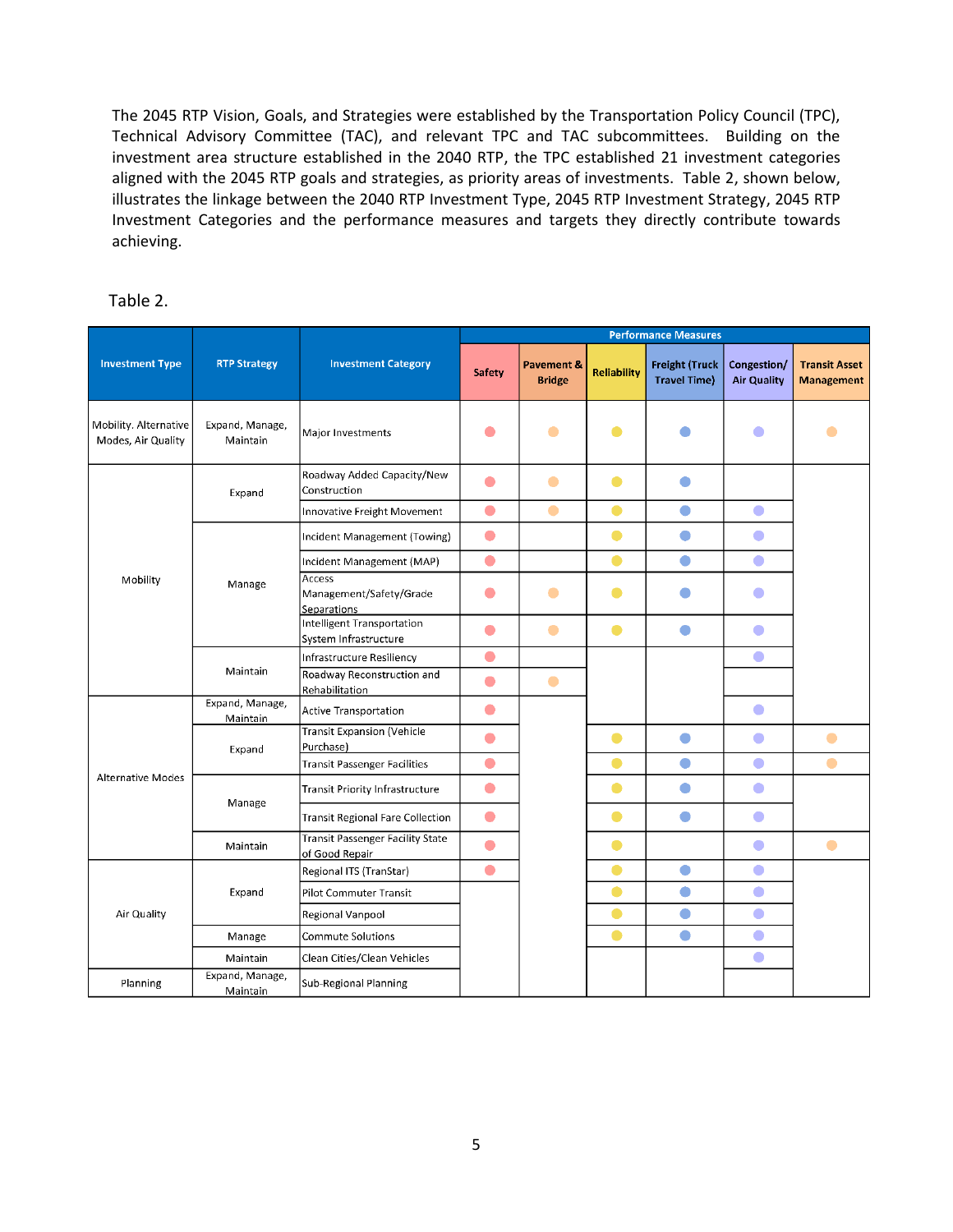The 2045 RTP Vision, Goals, and Strategies were established by the Transportation Policy Council (TPC), Technical Advisory Committee (TAC), and relevant TPC and TAC subcommittees. Building on the investment area structure established in the 2040 RTP, the TPC established 21 investment categories aligned with the 2045 RTP goals and strategies, as priority areas of investments. Table 2, shown below, illustrates the linkage between the 2040 RTP Investment Type, 2045 RTP Investment Strategy, 2045 RTP Investment Categories and the performance measures and targets they directly contribute towards achieving.

Table 2.

| Investment Type | RTP Strategy | Investment Category | Performance Measures | | | | | |
|---|---|---|---|---|---|---|---|---|
| | | | Safety | Pavement & Bridge | Reliability | Freight (Truck Travel Time) | Congestion/ Air Quality | Transit Asset Management |
| Mobility. Alternative Modes, Air Quality | Expand, Manage, Maintain | Major Investments | ● | ● | ● | ● | ● | ● |
| Mobility | Expand | Roadway Added Capacity/New Construction | ● | ● | ● | ● | | |
| | | Innovative Freight Movement | ● | ● | ● | ● | ● | |
| | Manage | Incident Management (Towing) | ● | | ● | ● | ● | |
| | | Incident Management (MAP) | ● | | ● | ● | ● | |
| | | Access Management/Safety/Grade Separations | ● | ● | ● | ● | ● | |
| | | Intelligent Transportation System Infrastructure | ● | ● | ● | ● | ● | |
| | Maintain | Infrastructure Resiliency | ● | | | | ● | |
| | | Roadway Reconstruction and Rehabilitation | ● | ● | | | | |
| Alternative Modes | Expand, Manage, Maintain | Active Transportation | ● | | | | ● | |
| | Expand | Transit Expansion (Vehicle Purchase) | ● | | ● | ● | ● | ● |
| | | Transit Passenger Facilities | ● | | ● | ● | ● | ● |
| | Manage | Transit Priority Infrastructure | ● | | ● | ● | ● | |
| | | Transit Regional Fare Collection | ● | | ● | ● | ● | |
| | Maintain | Transit Passenger Facility State of Good Repair | ● | | ● | | ● | ● |
| Air Quality | Expand | Regional ITS (TranStar) | ● | | ● | ● | ● | |
| | | Pilot Commuter Transit | | | ● | ● | ● | |
| | | Regional Vanpool | | | ● | ● | ● | |
| | Manage | Commute Solutions | | | ● | ● | ● | |
| | Maintain | Clean Cities/Clean Vehicles | | | | | ● | |
| Planning | Expand, Manage, Maintain | Sub-Regional Planning | | | | | | |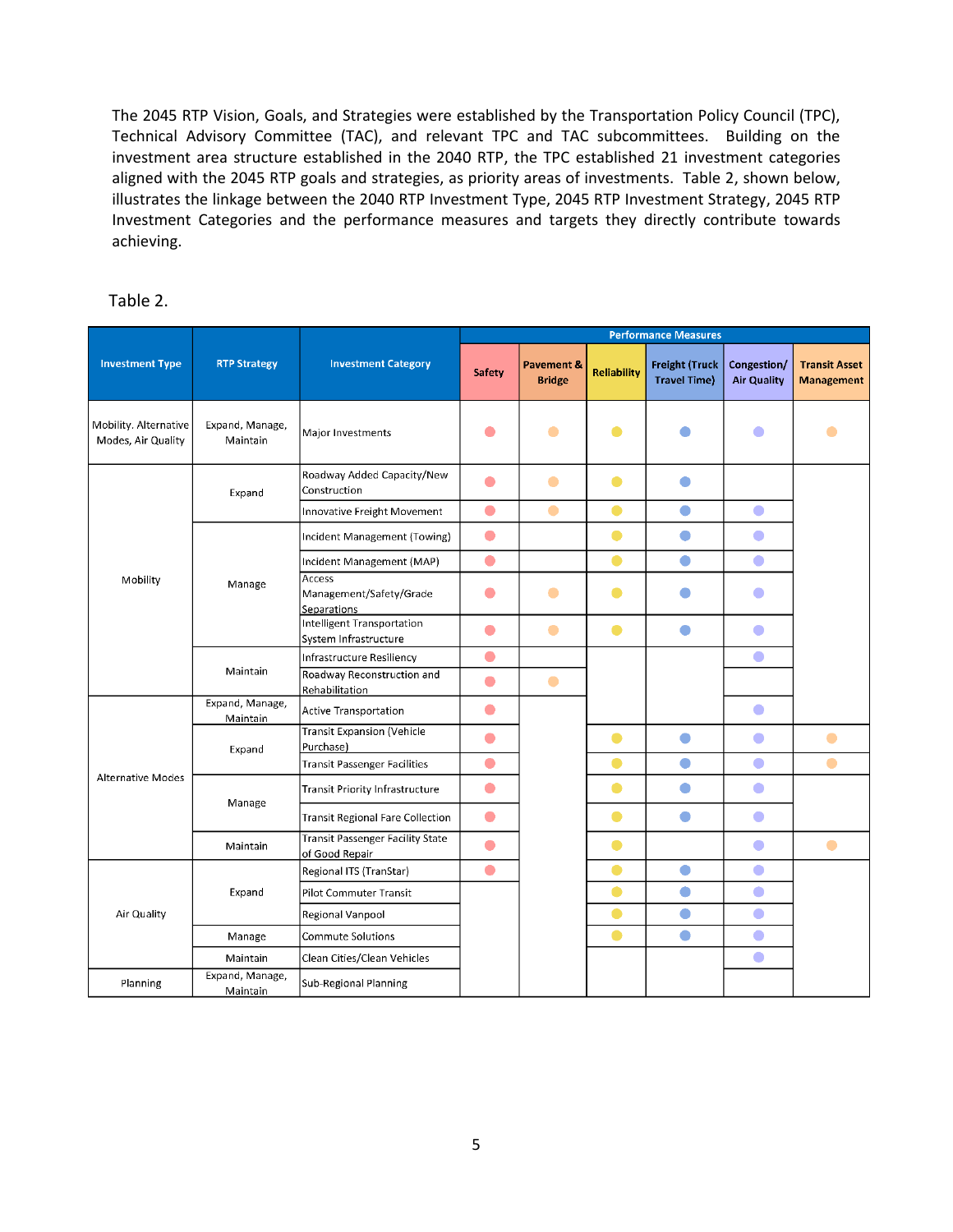The 2045 RTP Vision, Goals, and Strategies were established by the Transportation Policy Council (TPC), Technical Advisory Committee (TAC), and relevant TPC and TAC subcommittees. Building on the investment area structure established in the 2040 RTP, the TPC established 21 investment categories aligned with the 2045 RTP goals and strategies, as priority areas of investments. Table 2, shown below, illustrates the linkage between the 2040 RTP Investment Type, 2045 RTP Investment Strategy, 2045 RTP Investment Categories and the performance measures and targets they directly contribute towards achieving.

Table 2.

| Investment Type | RTP Strategy | Investment Category | Performance Measures | | | | | |
|---|---|---|---|---|---|---|---|---|
| | | | Safety | Pavement & Bridge | Reliability | Freight (Truck Travel Time) | Congestion/ Air Quality | Transit Asset Management |
| Mobility. Alternative Modes, Air Quality | Expand, Manage, Maintain | Major Investments | ● | ● | ● | ● | ● | ● |
| Mobility | Expand | Roadway Added Capacity/New Construction | ● | ● | ● | ● | | |
| | | Innovative Freight Movement | ● | ● | ● | ● | ● | |
| | Manage | Incident Management (Towing) | ● | | ● | ● | ● | |
| | | Incident Management (MAP) | ● | | ● | ● | ● | |
| | | Access Management/Safety/Grade Separations | ● | ● | ● | ● | ● | |
| | | Intelligent Transportation System Infrastructure | ● | ● | ● | ● | ● | |
| | Maintain | Infrastructure Resiliency | ● | | | | ● | |
| | | Roadway Reconstruction and Rehabilitation | ● | ● | | | | |
| Alternative Modes | Expand, Manage, Maintain | Active Transportation | ● | | | | ● | |
| | Expand | Transit Expansion (Vehicle Purchase) | ● | | ● | ● | ● | ● |
| | | Transit Passenger Facilities | ● | | ● | ● | ● | ● |
| | Manage | Transit Priority Infrastructure | ● | | ● | ● | ● | |
| | | Transit Regional Fare Collection | ● | | ● | ● | ● | |
| | Maintain | Transit Passenger Facility State of Good Repair | ● | | ● | | ● | ● |
| Air Quality | Expand | Regional ITS (TranStar) | ● | | ● | ● | ● | |
| | | Pilot Commuter Transit | | | ● | ● | ● | |
| | | Regional Vanpool | | | ● | ● | ● | |
| | Manage | Commute Solutions | | | ● | ● | ● | |
| | Maintain | Clean Cities/Clean Vehicles | | | | | ● | |
| Planning | Expand, Manage, Maintain | Sub-Regional Planning | | | | | | |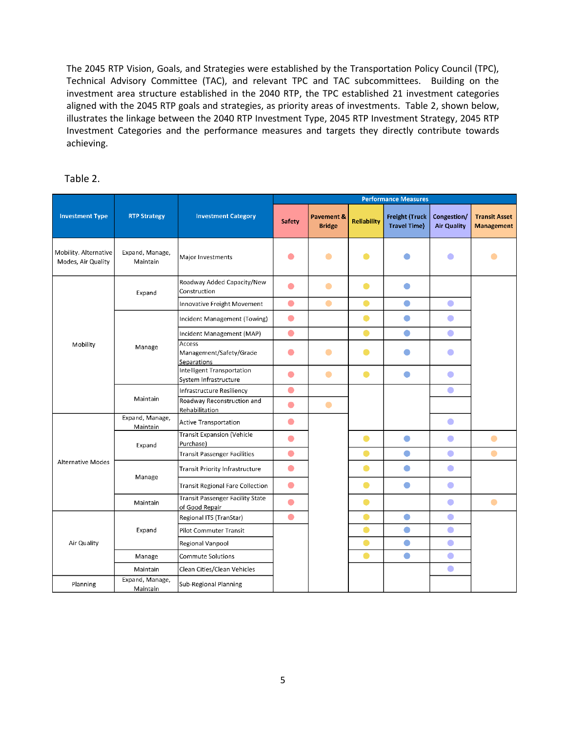The 2045 RTP Vision, Goals, and Strategies were established by the Transportation Policy Council (TPC), Technical Advisory Committee (TAC), and relevant TPC and TAC subcommittees. Building on the investment area structure established in the 2040 RTP, the TPC established 21 investment categories aligned with the 2045 RTP goals and strategies, as priority areas of investments. Table 2, shown below, illustrates the linkage between the 2040 RTP Investment Type, 2045 RTP Investment Strategy, 2045 RTP Investment Categories and the performance measures and targets they directly contribute towards achieving.

Table 2.

| Investment Type | RTP Strategy | Investment Category | Performance Measures | | | | | |
|---|---|---|---|---|---|---|---|---|
| | | | Safety | Pavement & Bridge | Reliability | Freight (Truck Travel Time) | Congestion/ Air Quality | Transit Asset Management |
| Mobility. Alternative Modes, Air Quality | Expand, Manage, Maintain | Major Investments | ● | ● | ● | ● | ● | ● |
| Mobility | Expand | Roadway Added Capacity/New Construction | ● | ● | ● | ● | | |
| | | Innovative Freight Movement | ● | ● | ● | ● | ● | |
| | Manage | Incident Management (Towing) | ● | | ● | ● | ● | |
| | | Incident Management (MAP) | ● | | ● | ● | ● | |
| | | Access Management/Safety/Grade Separations | ● | ● | ● | ● | ● | |
| | | Intelligent Transportation System Infrastructure | ● | ● | ● | ● | ● | |
| | Maintain | Infrastructure Resiliency | ● | | | | ● | |
| | | Roadway Reconstruction and Rehabilitation | ● | ● | | | | |
| Alternative Modes | Expand, Manage, Maintain | Active Transportation | ● | | | | ● | |
| | Expand | Transit Expansion (Vehicle Purchase) | ● | | ● | ● | ● | ● |
| | | Transit Passenger Facilities | ● | | ● | ● | ● | ● |
| | Manage | Transit Priority Infrastructure | ● | | ● | ● | ● | |
| | | Transit Regional Fare Collection | ● | | ● | ● | ● | |
| | Maintain | Transit Passenger Facility State of Good Repair | ● | | ● | | ● | ● |
| Air Quality | Expand | Regional ITS (TranStar) | ● | | ● | ● | ● | |
| | | Pilot Commuter Transit | | | ● | ● | ● | |
| | | Regional Vanpool | | | ● | ● | ● | |
| | Manage | Commute Solutions | | | ● | ● | ● | |
| | Maintain | Clean Cities/Clean Vehicles | | | | | ● | |
| Planning | Expand, Manage, Maintain | Sub-Regional Planning | | | | | | |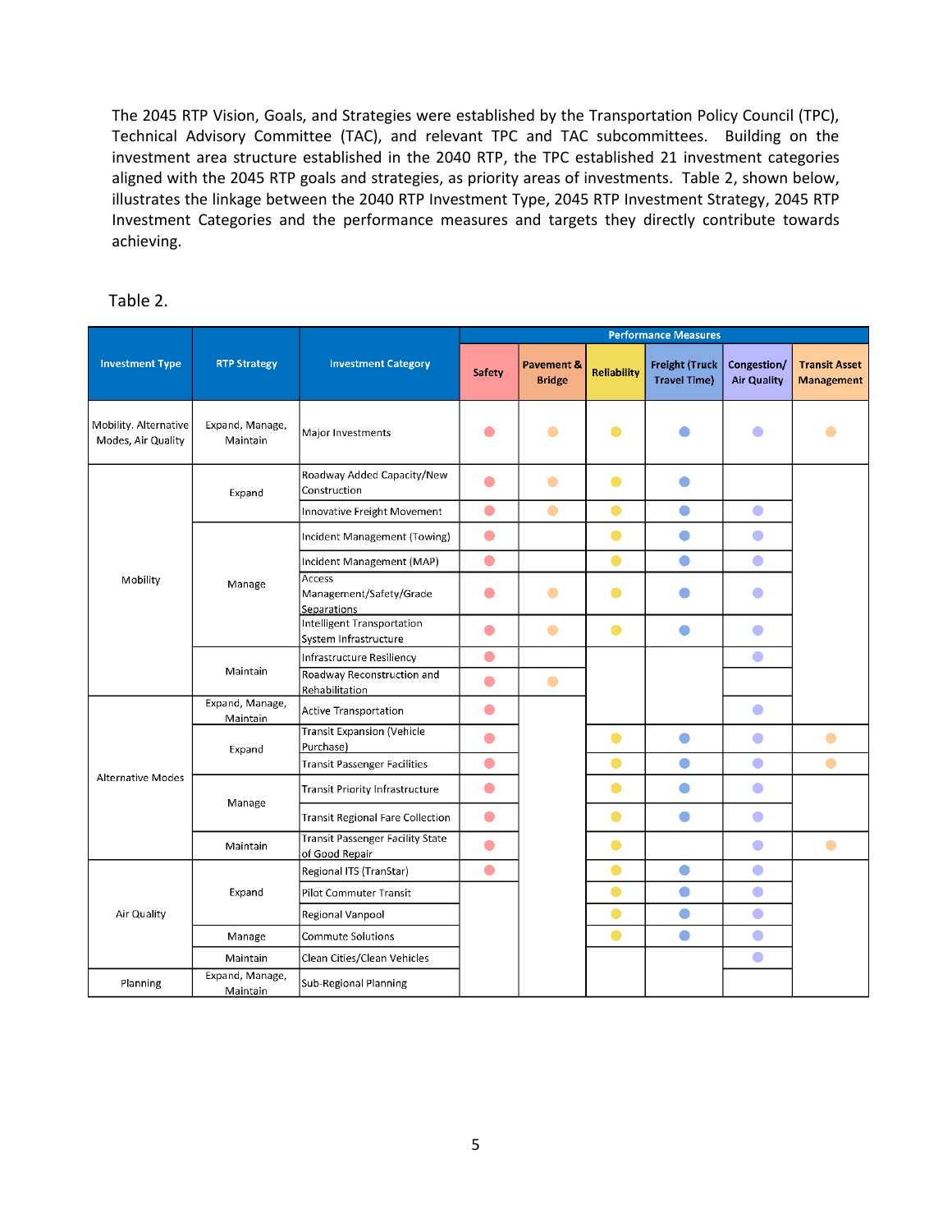The 2045 RTP Vision, Goals, and Strategies were established by the Transportation Policy Council (TPC), Technical Advisory Committee (TAC), and relevant TPC and TAC subcommittees. Building on the investment area structure established in the 2040 RTP, the TPC established 21 investment categories aligned with the 2045 RTP goals and strategies, as priority areas of investments. Table 2, shown below, illustrates the linkage between the 2040 RTP Investment Type, 2045 RTP Investment Strategy, 2045 RTP Investment Categories and the performance measures and targets they directly contribute towards achieving.

Table 2.

| Investment Type | RTP Strategy | Investment Category | Performance Measures: Safety | Pavement & Bridge | Reliability | Freight (Truck Travel Time) | Congestion/ Air Quality | Transit Asset Management |
|---|---|---|---|---|---|---|---|---|
| Mobility. Alternative Modes, Air Quality | Expand, Manage, Maintain | Major Investments | ● | ● | ● | ● | ● | ● |
| Mobility | Expand | Roadway Added Capacity/New Construction | ● | ● | ● | ● | | |
| | | Innovative Freight Movement | ● | ● | ● | ● | ● | |
| | Manage | Incident Management (Towing) | ● | | ● | ● | ● | |
| | | Incident Management (MAP) | ● | | ● | ● | ● | |
| | | Access Management/Safety/Grade Separations | ● | ● | ● | ● | ● | |
| | | Intelligent Transportation System Infrastructure | ● | ● | ● | ● | ● | |
| | Maintain | Infrastructure Resiliency | ● | | | | ● | |
| | | Roadway Reconstruction and Rehabilitation | ● | ● | | | | |
| Alternative Modes | Expand, Manage, Maintain | Active Transportation | ● | | | | ● | |
| | Expand | Transit Expansion (Vehicle Purchase) | ● | | ● | ● | ● | ● |
| | | Transit Passenger Facilities | ● | | ● | ● | ● | ● |
| | Manage | Transit Priority Infrastructure | ● | | ● | ● | ● | |
| | | Transit Regional Fare Collection | ● | | ● | ● | ● | |
| | Maintain | Transit Passenger Facility State of Good Repair | ● | | ● | | ● | ● |
| Air Quality | Expand | Regional ITS (TranStar) | ● | | ● | ● | ● | |
| | | Pilot Commuter Transit | | | ● | ● | ● | |
| | | Regional Vanpool | | | ● | ● | ● | |
| | Manage | Commute Solutions | | | ● | ● | ● | |
| | Maintain | Clean Cities/Clean Vehicles | | | | | ● | |
| Planning | Expand, Manage, Maintain | Sub-Regional Planning | | | | | | |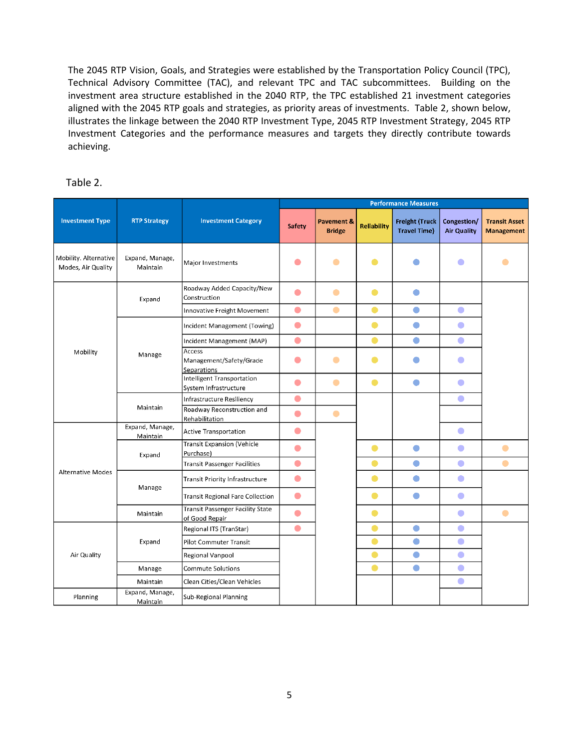The 2045 RTP Vision, Goals, and Strategies were established by the Transportation Policy Council (TPC), Technical Advisory Committee (TAC), and relevant TPC and TAC subcommittees. Building on the investment area structure established in the 2040 RTP, the TPC established 21 investment categories aligned with the 2045 RTP goals and strategies, as priority areas of investments. Table 2, shown below, illustrates the linkage between the 2040 RTP Investment Type, 2045 RTP Investment Strategy, 2045 RTP Investment Categories and the performance measures and targets they directly contribute towards achieving.

Table 2.

| Investment Type | RTP Strategy | Investment Category | Performance Measures | | | | | |
|---|---|---|---|---|---|---|---|---|
| | | | Safety | Pavement & Bridge | Reliability | Freight (Truck Travel Time) | Congestion/ Air Quality | Transit Asset Management |
| Mobility. Alternative Modes, Air Quality | Expand, Manage, Maintain | Major Investments | ● | ● | ● | ● | ● | ● |
| Mobility | Expand | Roadway Added Capacity/New Construction | ● | ● | ● | ● | | |
| | | Innovative Freight Movement | ● | ● | ● | ● | ● | |
| | Manage | Incident Management (Towing) | ● | | ● | ● | ● | |
| | | Incident Management (MAP) | ● | | ● | ● | ● | |
| | | Access Management/Safety/Grade Separations | ● | ● | ● | ● | ● | |
| | | Intelligent Transportation System Infrastructure | ● | ● | ● | ● | ● | |
| | Maintain | Infrastructure Resiliency | ● | | | | ● | |
| | | Roadway Reconstruction and Rehabilitation | ● | ● | | | | |
| Alternative Modes | Expand, Manage, Maintain | Active Transportation | ● | | | | ● | |
| | Expand | Transit Expansion (Vehicle Purchase) | ● | | ● | ● | ● | ● |
| | | Transit Passenger Facilities | ● | | ● | ● | ● | ● |
| | Manage | Transit Priority Infrastructure | ● | | ● | ● | ● | |
| | | Transit Regional Fare Collection | ● | | ● | ● | ● | |
| | Maintain | Transit Passenger Facility State of Good Repair | ● | | ● | | ● | ● |
| Air Quality | Expand | Regional ITS (TranStar) | ● | | ● | ● | ● | |
| | | Pilot Commuter Transit | | | ● | ● | ● | |
| | | Regional Vanpool | | | ● | ● | ● | |
| | Manage | Commute Solutions | | | ● | ● | ● | |
| | Maintain | Clean Cities/Clean Vehicles | | | | | ● | |
| Planning | Expand, Manage, Maintain | Sub-Regional Planning | | | | | | |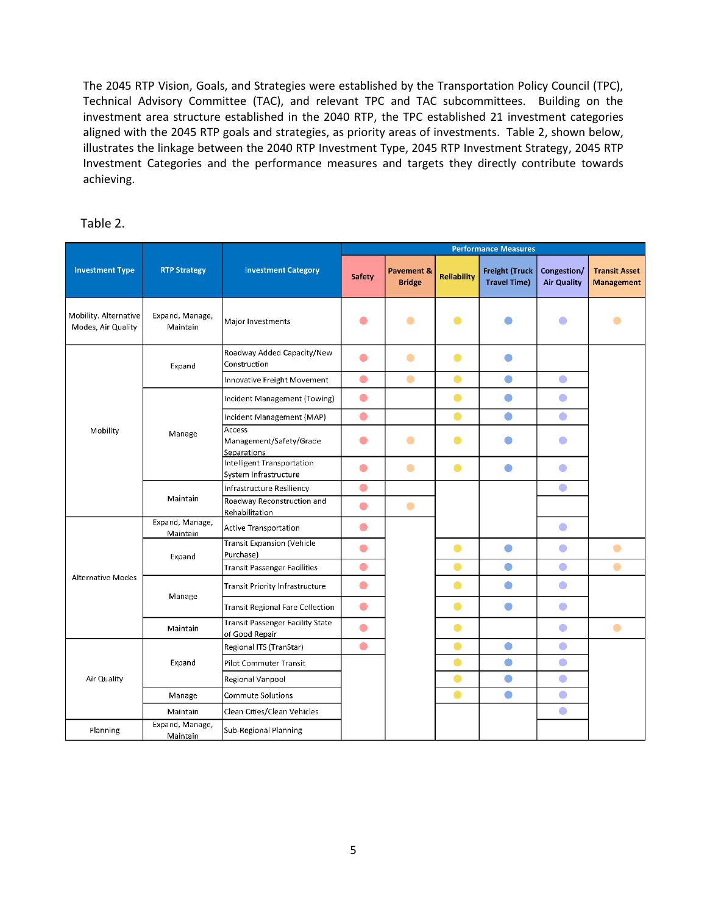The 2045 RTP Vision, Goals, and Strategies were established by the Transportation Policy Council (TPC), Technical Advisory Committee (TAC), and relevant TPC and TAC subcommittees. Building on the investment area structure established in the 2040 RTP, the TPC established 21 investment categories aligned with the 2045 RTP goals and strategies, as priority areas of investments. Table 2, shown below, illustrates the linkage between the 2040 RTP Investment Type, 2045 RTP Investment Strategy, 2045 RTP Investment Categories and the performance measures and targets they directly contribute towards achieving.

Table 2.

| Investment Type | RTP Strategy | Investment Category | Performance Measures: Safety | Pavement & Bridge | Reliability | Freight (Truck Travel Time) | Congestion/ Air Quality | Transit Asset Management |
|---|---|---|---|---|---|---|---|---|
| Mobility. Alternative Modes, Air Quality | Expand, Manage, Maintain | Major Investments | ● | ● | ● | ● | ● | ● |
| Mobility | Expand | Roadway Added Capacity/New Construction | ● | ● | ● | ● | | |
| | | Innovative Freight Movement | ● | ● | ● | ● | ● | |
| | Manage | Incident Management (Towing) | ● | | ● | ● | ● | |
| | | Incident Management (MAP) | ● | | ● | ● | ● | |
| | | Access Management/Safety/Grade Separations | ● | ● | ● | ● | ● | |
| | | Intelligent Transportation System Infrastructure | ● | ● | ● | ● | ● | |
| | Maintain | Infrastructure Resiliency | ● | | | | ● | |
| | | Roadway Reconstruction and Rehabilitation | ● | ● | | | | |
| Alternative Modes | Expand, Manage, Maintain | Active Transportation | ● | | | | ● | |
| | Expand | Transit Expansion (Vehicle Purchase) | ● | | ● | ● | ● | ● |
| | | Transit Passenger Facilities | ● | | ● | ● | ● | ● |
| | Manage | Transit Priority Infrastructure | ● | | ● | ● | ● | |
| | | Transit Regional Fare Collection | ● | | ● | ● | ● | |
| | Maintain | Transit Passenger Facility State of Good Repair | ● | | ● | | ● | ● |
| Air Quality | Expand | Regional ITS (TranStar) | ● | | ● | ● | ● | |
| | | Pilot Commuter Transit | | | ● | ● | ● | |
| | | Regional Vanpool | | | ● | ● | ● | |
| | Manage | Commute Solutions | | | ● | ● | ● | |
| | Maintain | Clean Cities/Clean Vehicles | | | | | ● | |
| Planning | Expand, Manage, Maintain | Sub-Regional Planning | | | | | | |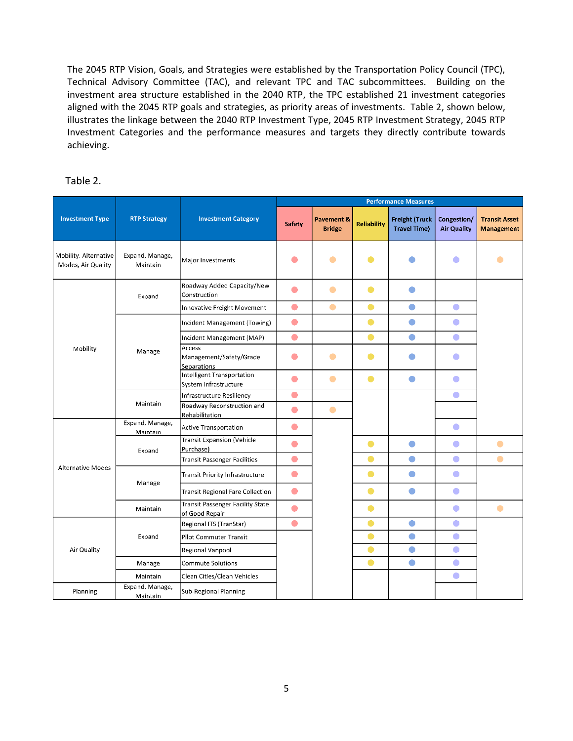The 2045 RTP Vision, Goals, and Strategies were established by the Transportation Policy Council (TPC), Technical Advisory Committee (TAC), and relevant TPC and TAC subcommittees. Building on the investment area structure established in the 2040 RTP, the TPC established 21 investment categories aligned with the 2045 RTP goals and strategies, as priority areas of investments. Table 2, shown below, illustrates the linkage between the 2040 RTP Investment Type, 2045 RTP Investment Strategy, 2045 RTP Investment Categories and the performance measures and targets they directly contribute towards achieving.

Table 2.

| Investment Type | RTP Strategy | Investment Category | Performance Measures | | | | | |
|---|---|---|---|---|---|---|---|---|
| | | | Safety | Pavement & Bridge | Reliability | Freight (Truck Travel Time) | Congestion/ Air Quality | Transit Asset Management |
| Mobility. Alternative Modes, Air Quality | Expand, Manage, Maintain | Major Investments | ● | ● | ● | ● | ● | ● |
| Mobility | Expand | Roadway Added Capacity/New Construction | ● | ● | ● | ● | | |
| Mobility | Expand | Innovative Freight Movement | ● | ● | ● | ● | ● | |
| Mobility | Manage | Incident Management (Towing) | ● | | ● | ● | ● | |
| Mobility | Manage | Incident Management (MAP) | ● | | ● | ● | ● | |
| Mobility | Manage | Access Management/Safety/Grade Separations | ● | ● | ● | ● | ● | |
| Mobility | Manage | Intelligent Transportation System Infrastructure | ● | ● | ● | ● | ● | |
| Mobility | Maintain | Infrastructure Resiliency | ● | | | | ● | |
| Mobility | Maintain | Roadway Reconstruction and Rehabilitation | ● | ● | | | | |
| Alternative Modes | Expand, Manage, Maintain | Active Transportation | ● | | | | ● | |
| Alternative Modes | Expand | Transit Expansion (Vehicle Purchase) | ● | | ● | ● | ● | ● |
| Alternative Modes | Expand | Transit Passenger Facilities | ● | | ● | ● | ● | ● |
| Alternative Modes | Manage | Transit Priority Infrastructure | ● | | ● | ● | ● | |
| Alternative Modes | Manage | Transit Regional Fare Collection | ● | | ● | ● | ● | |
| Alternative Modes | Maintain | Transit Passenger Facility State of Good Repair | ● | | ● | | ● | ● |
| Air Quality | Expand | Regional ITS (TranStar) | ● | | ● | ● | ● | |
| Air Quality | Expand | Pilot Commuter Transit | | | ● | ● | ● | |
| Air Quality | Expand | Regional Vanpool | | | ● | ● | ● | |
| Air Quality | Manage | Commute Solutions | | | ● | ● | ● | |
| Air Quality | Maintain | Clean Cities/Clean Vehicles | | | | | ● | |
| Planning | Expand, Manage, Maintain | Sub-Regional Planning | | | | | | |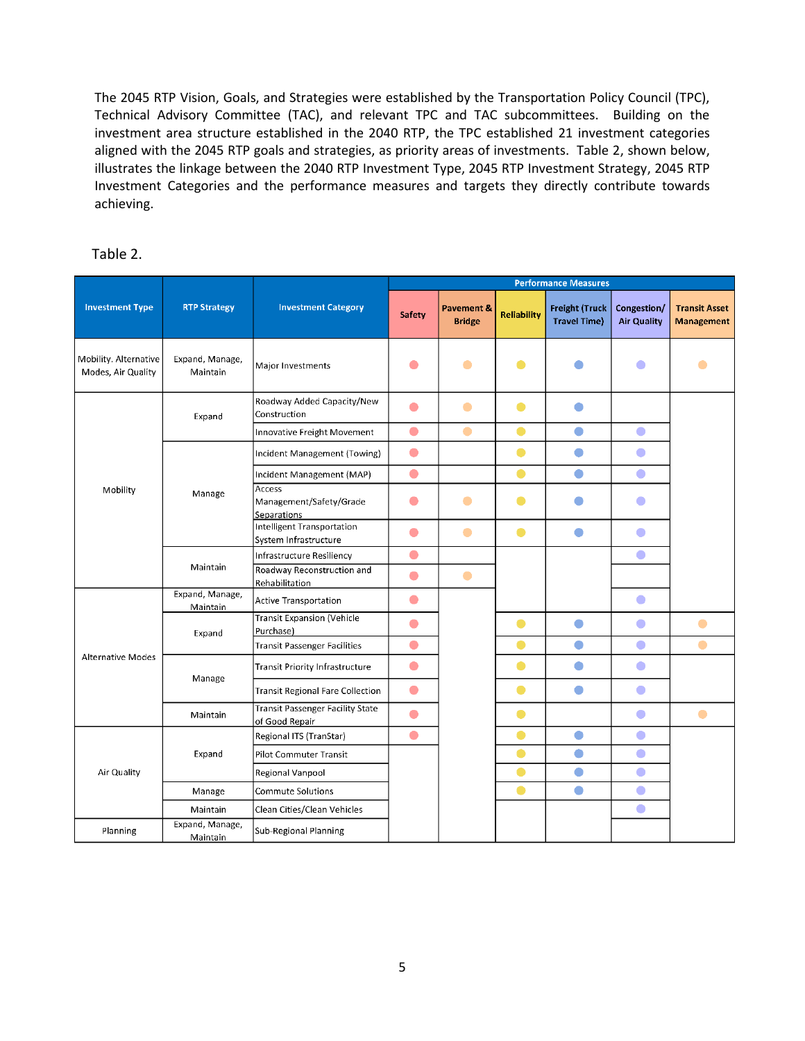The 2045 RTP Vision, Goals, and Strategies were established by the Transportation Policy Council (TPC), Technical Advisory Committee (TAC), and relevant TPC and TAC subcommittees. Building on the investment area structure established in the 2040 RTP, the TPC established 21 investment categories aligned with the 2045 RTP goals and strategies, as priority areas of investments. Table 2, shown below, illustrates the linkage between the 2040 RTP Investment Type, 2045 RTP Investment Strategy, 2045 RTP Investment Categories and the performance measures and targets they directly contribute towards achieving.

Table 2.

| Investment Type | RTP Strategy | Investment Category | Performance Measures | | | | | |
|---|---|---|---|---|---|---|---|---|
| | | | Safety | Pavement & Bridge | Reliability | Freight (Truck Travel Time) | Congestion/ Air Quality | Transit Asset Management |
| Mobility. Alternative Modes, Air Quality | Expand, Manage, Maintain | Major Investments | ● | ● | ● | ● | ● | ● |
| Mobility | Expand | Roadway Added Capacity/New Construction | ● | ● | ● | ● | | |
| | | Innovative Freight Movement | ● | ● | ● | ● | ● | |
| | Manage | Incident Management (Towing) | ● | | ● | ● | ● | |
| | | Incident Management (MAP) | ● | | ● | ● | ● | |
| | | Access Management/Safety/Grade Separations | ● | ● | ● | ● | ● | |
| | | Intelligent Transportation System Infrastructure | ● | ● | ● | ● | ● | |
| | Maintain | Infrastructure Resiliency | ● | | | | ● | |
| | | Roadway Reconstruction and Rehabilitation | ● | ● | | | | |
| Alternative Modes | Expand, Manage, Maintain | Active Transportation | ● | | | | ● | |
| | Expand | Transit Expansion (Vehicle Purchase) | ● | | ● | ● | ● | ● |
| | | Transit Passenger Facilities | ● | | ● | ● | ● | ● |
| | Manage | Transit Priority Infrastructure | ● | | ● | ● | ● | |
| | | Transit Regional Fare Collection | ● | | ● | ● | ● | |
| | Maintain | Transit Passenger Facility State of Good Repair | ● | | ● | | ● | ● |
| Air Quality | Expand | Regional ITS (TranStar) | ● | | ● | ● | ● | |
| | | Pilot Commuter Transit | | | ● | ● | ● | |
| | | Regional Vanpool | | | ● | ● | ● | |
| | Manage | Commute Solutions | | | ● | ● | ● | |
| | Maintain | Clean Cities/Clean Vehicles | | | | | ● | |
| Planning | Expand, Manage, Maintain | Sub-Regional Planning | | | | | | |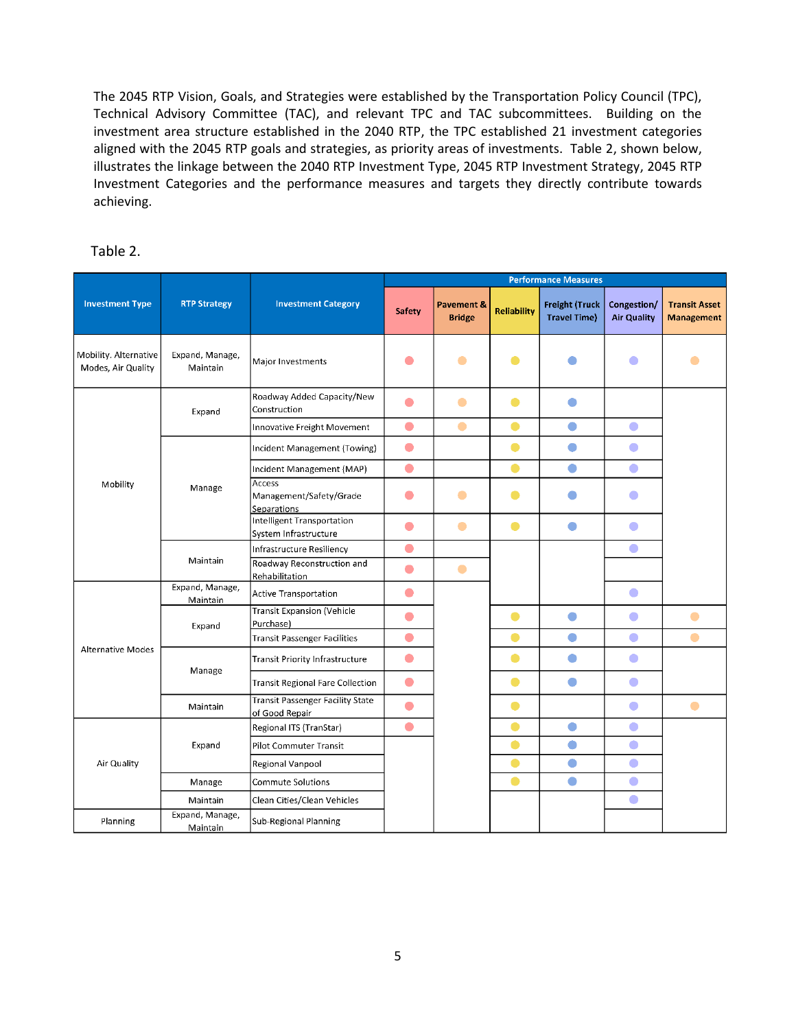The 2045 RTP Vision, Goals, and Strategies were established by the Transportation Policy Council (TPC), Technical Advisory Committee (TAC), and relevant TPC and TAC subcommittees. Building on the investment area structure established in the 2040 RTP, the TPC established 21 investment categories aligned with the 2045 RTP goals and strategies, as priority areas of investments. Table 2, shown below, illustrates the linkage between the 2040 RTP Investment Type, 2045 RTP Investment Strategy, 2045 RTP Investment Categories and the performance measures and targets they directly contribute towards achieving.

Table 2.

| Investment Type | RTP Strategy | Investment Category | Performance Measures: Safety | Pavement & Bridge | Reliability | Freight (Truck Travel Time) | Congestion/ Air Quality | Transit Asset Management |
|---|---|---|---|---|---|---|---|---|
| Mobility, Alternative Modes, Air Quality | Expand, Manage, Maintain | Major Investments | ● | ● | ● | ● | ● | ● |
| Mobility | Expand | Roadway Added Capacity/New Construction | ● | ● | ● | ● | | |
| | | Innovative Freight Movement | ● | ● | ● | ● | ● | |
| | Manage | Incident Management (Towing) | ● | | ● | ● | ● | |
| | | Incident Management (MAP) | ● | | ● | ● | ● | |
| | | Access Management/Safety/Grade Separations | ● | ● | ● | ● | ● | |
| | | Intelligent Transportation System Infrastructure | ● | ● | ● | ● | ● | |
| | Maintain | Infrastructure Resiliency | ● | | | | ● | |
| | | Roadway Reconstruction and Rehabilitation | ● | ● | | | | |
| Alternative Modes | Expand, Manage, Maintain | Active Transportation | ● | | | | ● | |
| | Expand | Transit Expansion (Vehicle Purchase) | ● | | ● | ● | ● | ● |
| | | Transit Passenger Facilities | ● | | ● | ● | ● | ● |
| | Manage | Transit Priority Infrastructure | ● | | ● | ● | ● | |
| | | Transit Regional Fare Collection | ● | | ● | ● | ● | |
| | Maintain | Transit Passenger Facility State of Good Repair | ● | | ● | | ● | ● |
| Air Quality | Expand | Regional ITS (TranStar) | ● | | ● | ● | ● | |
| | | Pilot Commuter Transit | | | ● | ● | ● | |
| | | Regional Vanpool | | | ● | ● | ● | |
| | Manage | Commute Solutions | | | ● | ● | ● | |
| | Maintain | Clean Cities/Clean Vehicles | | | | | ● | |
| Planning | Expand, Manage, Maintain | Sub-Regional Planning | | | | | | |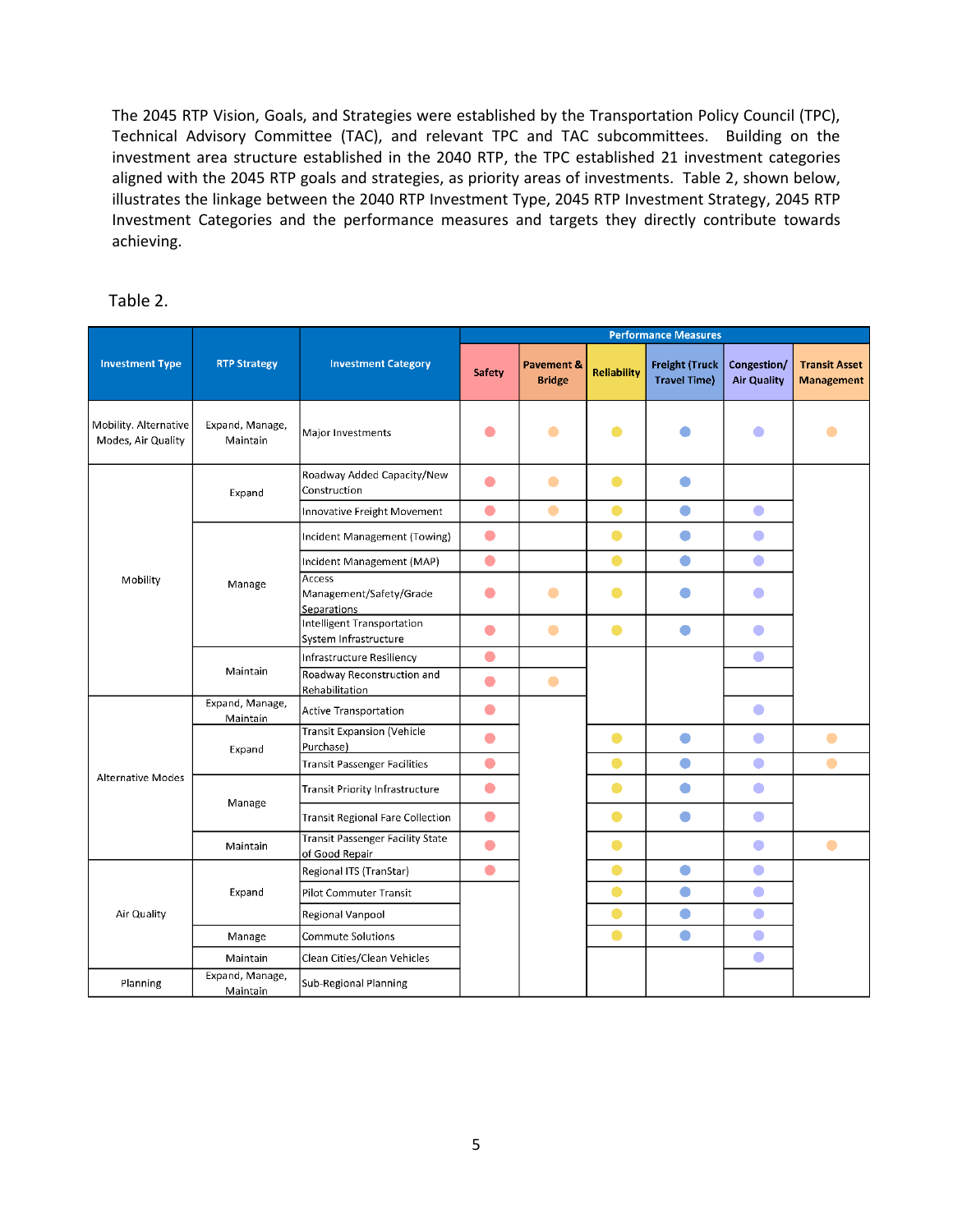The 2045 RTP Vision, Goals, and Strategies were established by the Transportation Policy Council (TPC), Technical Advisory Committee (TAC), and relevant TPC and TAC subcommittees. Building on the investment area structure established in the 2040 RTP, the TPC established 21 investment categories aligned with the 2045 RTP goals and strategies, as priority areas of investments. Table 2, shown below, illustrates the linkage between the 2040 RTP Investment Type, 2045 RTP Investment Strategy, 2045 RTP Investment Categories and the performance measures and targets they directly contribute towards achieving.

Table 2.

| Investment Type | RTP Strategy | Investment Category | Performance Measures | | | | | |
|---|---|---|---|---|---|---|---|---|
| | | | Safety | Pavement & Bridge | Reliability | Freight (Truck Travel Time) | Congestion/ Air Quality | Transit Asset Management |
| Mobility. Alternative Modes, Air Quality | Expand, Manage, Maintain | Major Investments | ● | ● | ● | ● | ● | ● |
| Mobility | Expand | Roadway Added Capacity/New Construction | ● | ● | ● | ● | | |
| | | Innovative Freight Movement | ● | ● | ● | ● | ● | |
| | Manage | Incident Management (Towing) | ● | | ● | ● | ● | |
| | | Incident Management (MAP) | ● | | ● | ● | ● | |
| | | Access Management/Safety/Grade Separations | ● | ● | ● | ● | ● | |
| | | Intelligent Transportation System Infrastructure | ● | ● | ● | ● | ● | |
| | Maintain | Infrastructure Resiliency | ● | | | | ● | |
| | | Roadway Reconstruction and Rehabilitation | ● | ● | | | | |
| Alternative Modes | Expand, Manage, Maintain | Active Transportation | ● | | | | ● | |
| | Expand | Transit Expansion (Vehicle Purchase) | ● | | ● | ● | ● | ● |
| | | Transit Passenger Facilities | ● | | ● | ● | ● | ● |
| | Manage | Transit Priority Infrastructure | ● | | ● | ● | ● | |
| | | Transit Regional Fare Collection | ● | | ● | ● | ● | |
| | Maintain | Transit Passenger Facility State of Good Repair | ● | | ● | | ● | ● |
| Air Quality | Expand | Regional ITS (TranStar) | ● | | ● | ● | ● | |
| | | Pilot Commuter Transit | | | ● | ● | ● | |
| | | Regional Vanpool | | | ● | ● | ● | |
| | Manage | Commute Solutions | | | ● | ● | ● | |
| | Maintain | Clean Cities/Clean Vehicles | | | | | ● | |
| Planning | Expand, Manage, Maintain | Sub-Regional Planning | | | | | | |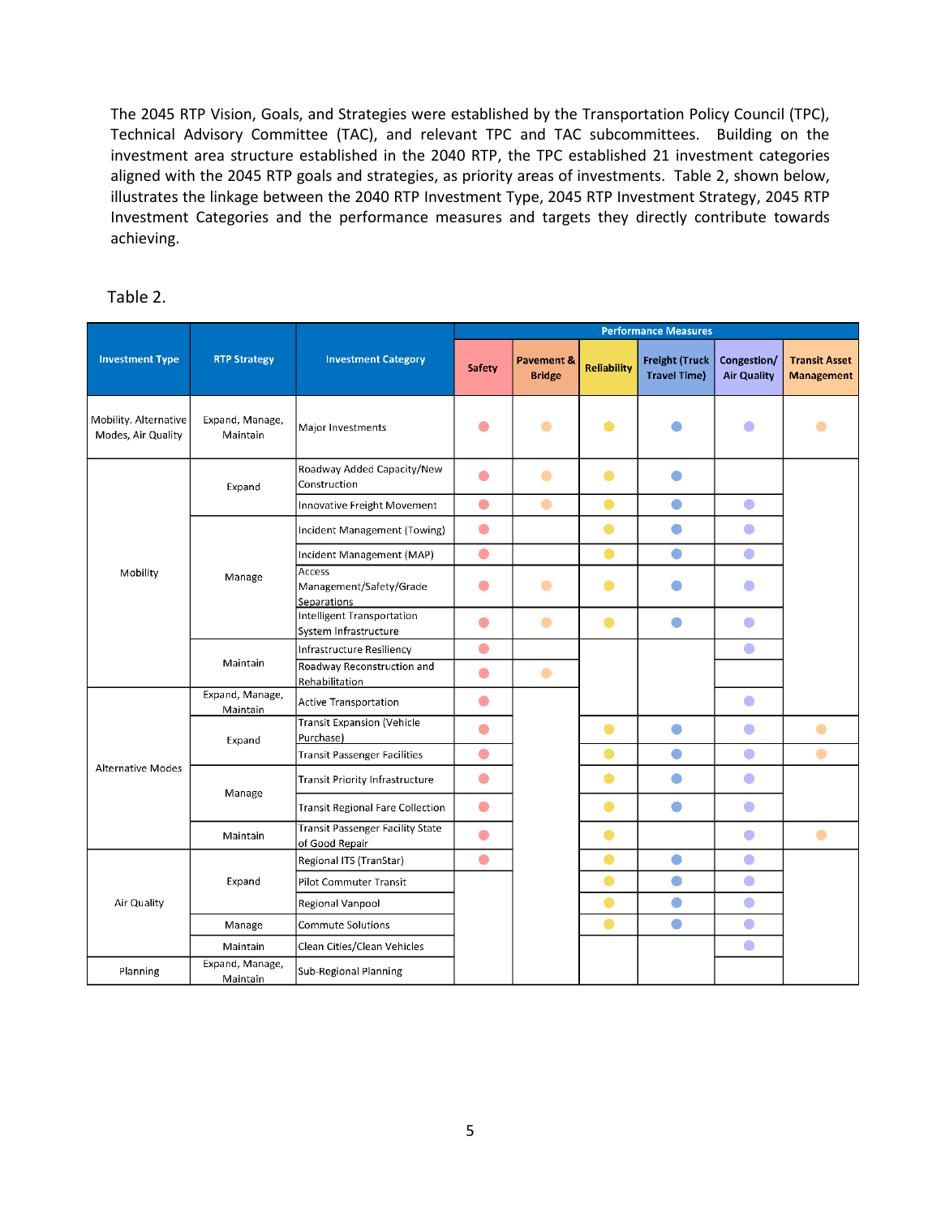The 2045 RTP Vision, Goals, and Strategies were established by the Transportation Policy Council (TPC), Technical Advisory Committee (TAC), and relevant TPC and TAC subcommittees. Building on the investment area structure established in the 2040 RTP, the TPC established 21 investment categories aligned with the 2045 RTP goals and strategies, as priority areas of investments. Table 2, shown below, illustrates the linkage between the 2040 RTP Investment Type, 2045 RTP Investment Strategy, 2045 RTP Investment Categories and the performance measures and targets they directly contribute towards achieving.

Table 2.

| Investment Type | RTP Strategy | Investment Category | Performance Measures | | | | | |
|---|---|---|---|---|---|---|---|---|
| | | | Safety | Pavement & Bridge | Reliability | Freight (Truck Travel Time) | Congestion/ Air Quality | Transit Asset Management |
| Mobility. Alternative Modes, Air Quality | Expand, Manage, Maintain | Major Investments | ● | ● | ● | ● | ● | ● |
| Mobility | Expand | Roadway Added Capacity/New Construction | ● | ● | ● | ● | | |
| | | Innovative Freight Movement | ● | ● | ● | ● | ● | |
| | Manage | Incident Management (Towing) | ● | | ● | ● | ● | |
| | | Incident Management (MAP) | ● | | ● | ● | ● | |
| | | Access Management/Safety/Grade Separations | ● | ● | ● | ● | ● | |
| | | Intelligent Transportation System Infrastructure | ● | ● | ● | ● | ● | |
| | Maintain | Infrastructure Resiliency | ● | | | | ● | |
| | | Roadway Reconstruction and Rehabilitation | ● | ● | | | | |
| Alternative Modes | Expand, Manage, Maintain | Active Transportation | ● | | | | ● | |
| | Expand | Transit Expansion (Vehicle Purchase) | ● | | ● | ● | ● | ● |
| | | Transit Passenger Facilities | ● | | ● | ● | ● | ● |
| | Manage | Transit Priority Infrastructure | ● | | ● | ● | ● | |
| | | Transit Regional Fare Collection | ● | | ● | ● | ● | |
| | Maintain | Transit Passenger Facility State of Good Repair | ● | | ● | | ● | ● |
| Air Quality | Expand | Regional ITS (TranStar) | ● | | ● | ● | ● | |
| | | Pilot Commuter Transit | | | ● | ● | ● | |
| | | Regional Vanpool | | | ● | ● | ● | |
| | Manage | Commute Solutions | | | ● | ● | ● | |
| | Maintain | Clean Cities/Clean Vehicles | | | | | ● | |
| Planning | Expand, Manage, Maintain | Sub-Regional Planning | | | | | | |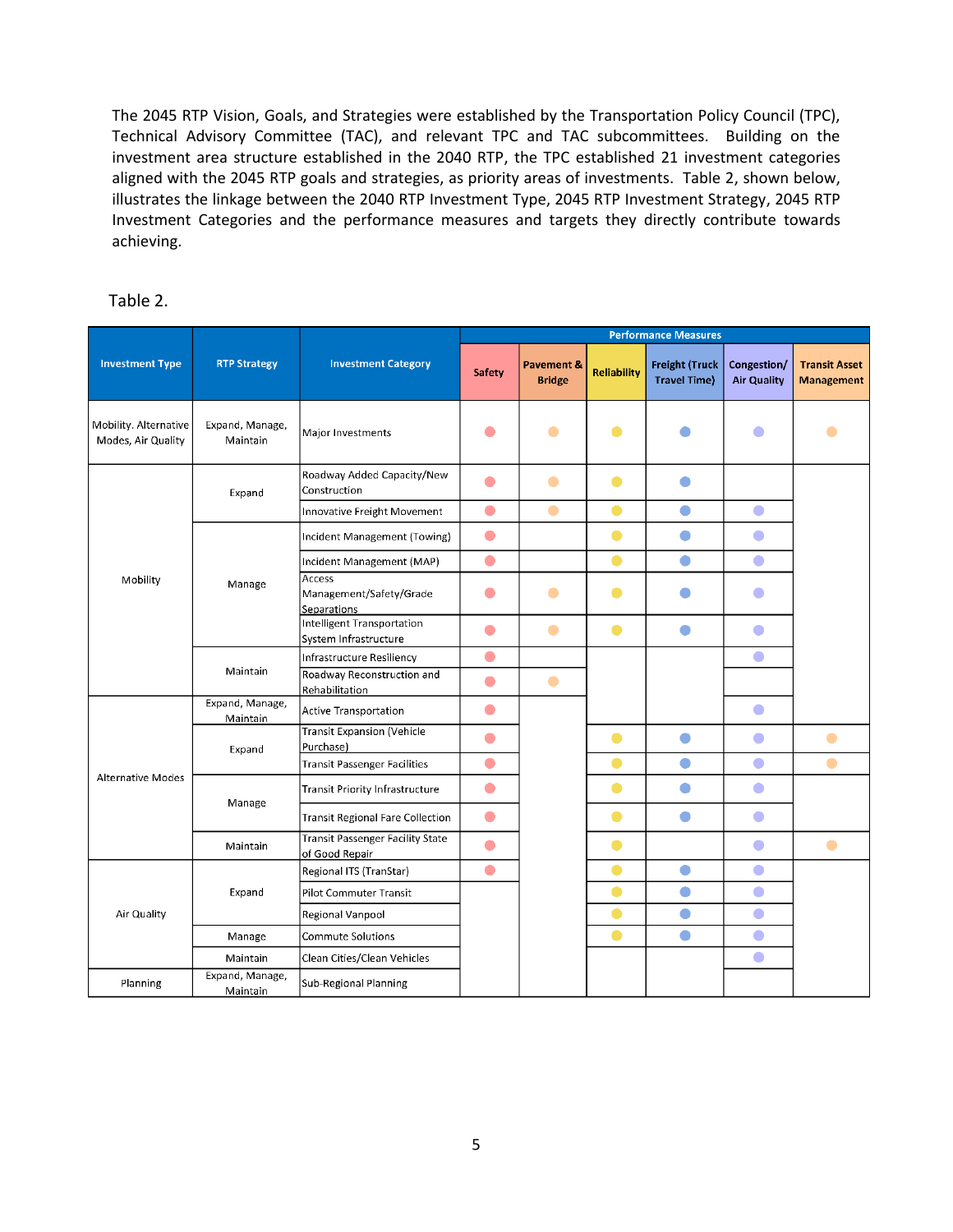The 2045 RTP Vision, Goals, and Strategies were established by the Transportation Policy Council (TPC), Technical Advisory Committee (TAC), and relevant TPC and TAC subcommittees. Building on the investment area structure established in the 2040 RTP, the TPC established 21 investment categories aligned with the 2045 RTP goals and strategies, as priority areas of investments. Table 2, shown below, illustrates the linkage between the 2040 RTP Investment Type, 2045 RTP Investment Strategy, 2045 RTP Investment Categories and the performance measures and targets they directly contribute towards achieving.

Table 2.

| Investment Type | RTP Strategy | Investment Category | Performance Measures | | | | | |
|---|---|---|---|---|---|---|---|---|
| | | | Safety | Pavement & Bridge | Reliability | Freight (Truck Travel Time) | Congestion/ Air Quality | Transit Asset Management |
| Mobility. Alternative Modes, Air Quality | Expand, Manage, Maintain | Major Investments | ● | ● | ● | ● | ● | ● |
| Mobility | Expand | Roadway Added Capacity/New Construction | ● | ● | ● | ● | | |
| | | Innovative Freight Movement | ● | ● | ● | ● | ● | |
| | Manage | Incident Management (Towing) | ● | | ● | ● | ● | |
| | | Incident Management (MAP) | ● | | ● | ● | ● | |
| | | Access Management/Safety/Grade Separations | ● | ● | ● | ● | ● | |
| | | Intelligent Transportation System Infrastructure | ● | ● | ● | ● | ● | |
| | Maintain | Infrastructure Resiliency | ● | | | | ● | |
| | | Roadway Reconstruction and Rehabilitation | ● | ● | | | | |
| Alternative Modes | Expand, Manage, Maintain | Active Transportation | ● | | | | ● | |
| | Expand | Transit Expansion (Vehicle Purchase) | ● | | ● | ● | ● | ● |
| | | Transit Passenger Facilities | ● | | ● | ● | ● | ● |
| | Manage | Transit Priority Infrastructure | ● | | ● | ● | ● | |
| | | Transit Regional Fare Collection | ● | | ● | ● | ● | |
| | Maintain | Transit Passenger Facility State of Good Repair | ● | | ● | | ● | ● |
| Air Quality | Expand | Regional ITS (TranStar) | ● | | ● | ● | ● | |
| | | Pilot Commuter Transit | | | ● | ● | ● | |
| | | Regional Vanpool | | | ● | ● | ● | |
| | Manage | Commute Solutions | | | ● | ● | ● | |
| | Maintain | Clean Cities/Clean Vehicles | | | | | ● | |
| Planning | Expand, Manage, Maintain | Sub-Regional Planning | | | | | | |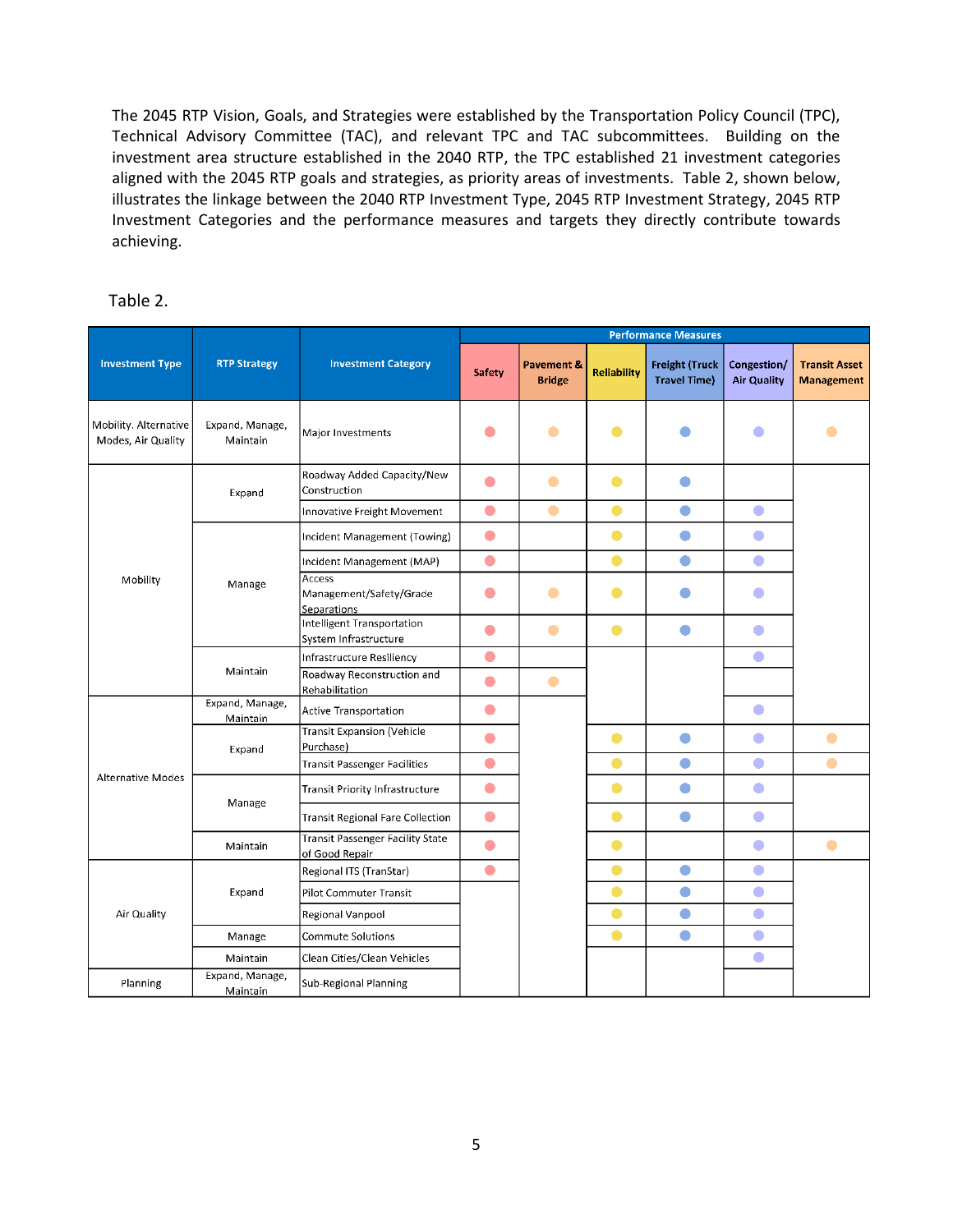The 2045 RTP Vision, Goals, and Strategies were established by the Transportation Policy Council (TPC), Technical Advisory Committee (TAC), and relevant TPC and TAC subcommittees. Building on the investment area structure established in the 2040 RTP, the TPC established 21 investment categories aligned with the 2045 RTP goals and strategies, as priority areas of investments. Table 2, shown below, illustrates the linkage between the 2040 RTP Investment Type, 2045 RTP Investment Strategy, 2045 RTP Investment Categories and the performance measures and targets they directly contribute towards achieving.

Table 2.

| Investment Type | RTP Strategy | Investment Category | Performance Measures | | | | | |
|---|---|---|---|---|---|---|---|---|
| | | | Safety | Pavement & Bridge | Reliability | Freight (Truck Travel Time) | Congestion/ Air Quality | Transit Asset Management |
| Mobility. Alternative Modes, Air Quality | Expand, Manage, Maintain | Major Investments | ● | ● | ● | ● | ● | ● |
| Mobility | Expand | Roadway Added Capacity/New Construction | ● | ● | ● | ● | | |
| Mobility | Expand | Innovative Freight Movement | ● | ● | ● | ● | ● | |
| Mobility | Manage | Incident Management (Towing) | ● | | ● | ● | ● | |
| Mobility | Manage | Incident Management (MAP) | ● | | ● | ● | ● | |
| Mobility | Manage | Access Management/Safety/Grade Separations | ● | ● | ● | ● | ● | |
| Mobility | Manage | Intelligent Transportation System Infrastructure | ● | ● | ● | ● | ● | |
| Mobility | Maintain | Infrastructure Resiliency | ● | | | | ● | |
| Mobility | Maintain | Roadway Reconstruction and Rehabilitation | ● | ● | | | | |
| Alternative Modes | Expand, Manage, Maintain | Active Transportation | ● | | | | ● | |
| Alternative Modes | Expand | Transit Expansion (Vehicle Purchase) | ● | | ● | ● | ● | ● |
| Alternative Modes | Expand | Transit Passenger Facilities | ● | | ● | ● | ● | ● |
| Alternative Modes | Manage | Transit Priority Infrastructure | ● | | ● | ● | ● | |
| Alternative Modes | Manage | Transit Regional Fare Collection | ● | | ● | ● | ● | |
| Alternative Modes | Maintain | Transit Passenger Facility State of Good Repair | ● | | ● | | ● | ● |
| Air Quality | Expand | Regional ITS (TranStar) | ● | | ● | ● | ● | |
| Air Quality | Expand | Pilot Commuter Transit | | | ● | ● | ● | |
| Air Quality | Expand | Regional Vanpool | | | ● | ● | ● | |
| Air Quality | Manage | Commute Solutions | | | ● | ● | ● | |
| Air Quality | Maintain | Clean Cities/Clean Vehicles | | | | | ● | |
| Planning | Expand, Manage, Maintain | Sub-Regional Planning | | | | | | |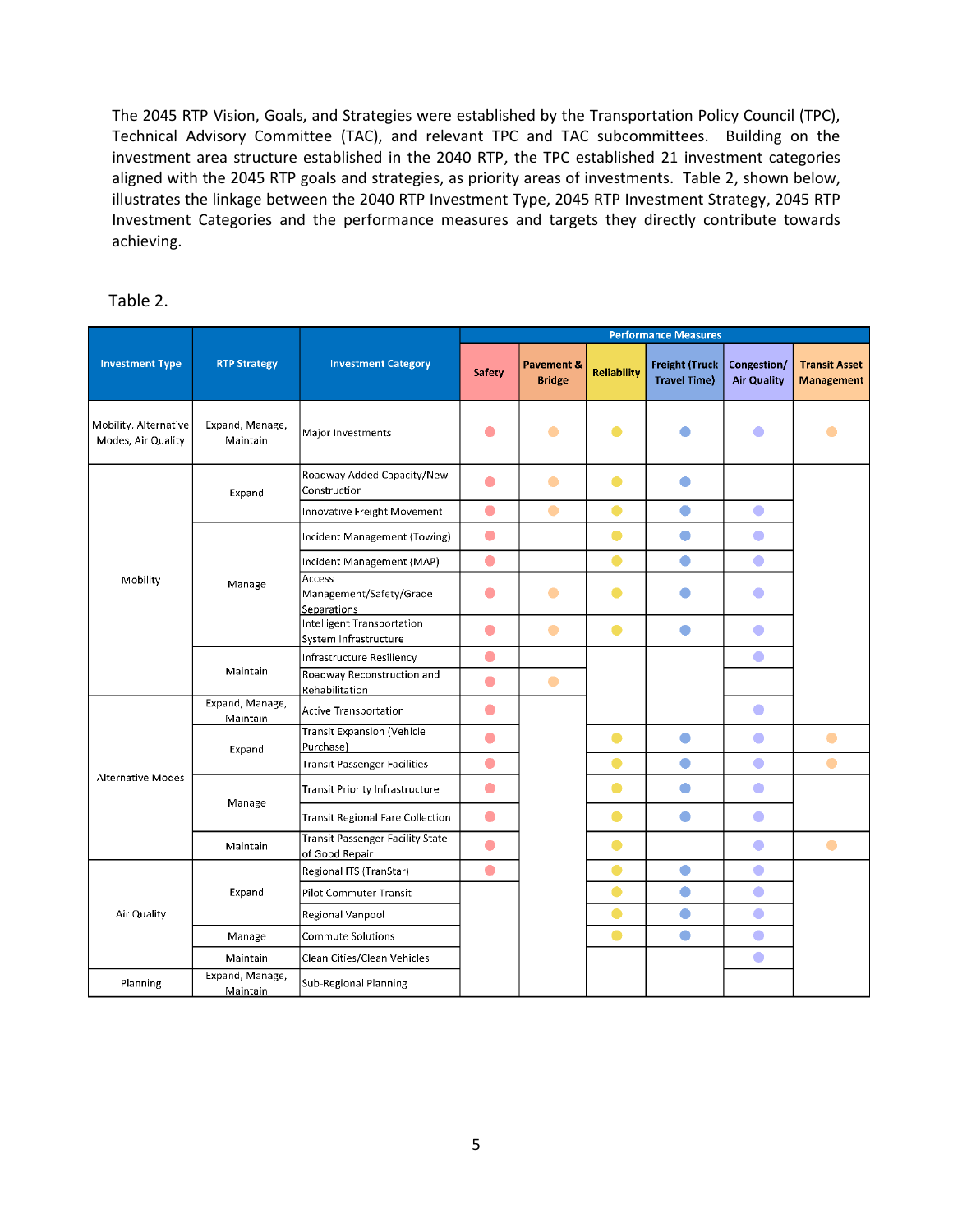The 2045 RTP Vision, Goals, and Strategies were established by the Transportation Policy Council (TPC), Technical Advisory Committee (TAC), and relevant TPC and TAC subcommittees. Building on the investment area structure established in the 2040 RTP, the TPC established 21 investment categories aligned with the 2045 RTP goals and strategies, as priority areas of investments. Table 2, shown below, illustrates the linkage between the 2040 RTP Investment Type, 2045 RTP Investment Strategy, 2045 RTP Investment Categories and the performance measures and targets they directly contribute towards achieving.

Table 2.

| Investment Type | RTP Strategy | Investment Category | Performance Measures | | | | | |
|---|---|---|---|---|---|---|---|---|
| | | | Safety | Pavement & Bridge | Reliability | Freight (Truck Travel Time) | Congestion/ Air Quality | Transit Asset Management |
| Mobility. Alternative Modes, Air Quality | Expand, Manage, Maintain | Major Investments | ● | ● | ● | ● | ● | ● |
| Mobility | Expand | Roadway Added Capacity/New Construction | ● | ● | ● | ● | | |
| | | Innovative Freight Movement | ● | ● | ● | ● | ● | |
| | Manage | Incident Management (Towing) | ● | | ● | ● | ● | |
| | | Incident Management (MAP) | ● | | ● | ● | ● | |
| | | Access Management/Safety/Grade Separations | ● | ● | ● | ● | ● | |
| | | Intelligent Transportation System Infrastructure | ● | ● | ● | ● | ● | |
| | Maintain | Infrastructure Resiliency | ● | | | | ● | |
| | | Roadway Reconstruction and Rehabilitation | ● | ● | | | | |
| Alternative Modes | Expand, Manage, Maintain | Active Transportation | ● | | | | ● | |
| | Expand | Transit Expansion (Vehicle Purchase) | ● | | ● | ● | ● | ● |
| | | Transit Passenger Facilities | ● | | ● | ● | ● | ● |
| | Manage | Transit Priority Infrastructure | ● | | ● | ● | ● | |
| | | Transit Regional Fare Collection | ● | | ● | ● | ● | |
| | Maintain | Transit Passenger Facility State of Good Repair | ● | | ● | | ● | ● |
| Air Quality | Expand | Regional ITS (TranStar) | ● | | ● | ● | ● | |
| | | Pilot Commuter Transit | | | ● | ● | ● | |
| | | Regional Vanpool | | | ● | ● | ● | |
| | Manage | Commute Solutions | | | ● | ● | ● | |
| | Maintain | Clean Cities/Clean Vehicles | | | | | ● | |
| Planning | Expand, Manage, Maintain | Sub-Regional Planning | | | | | | |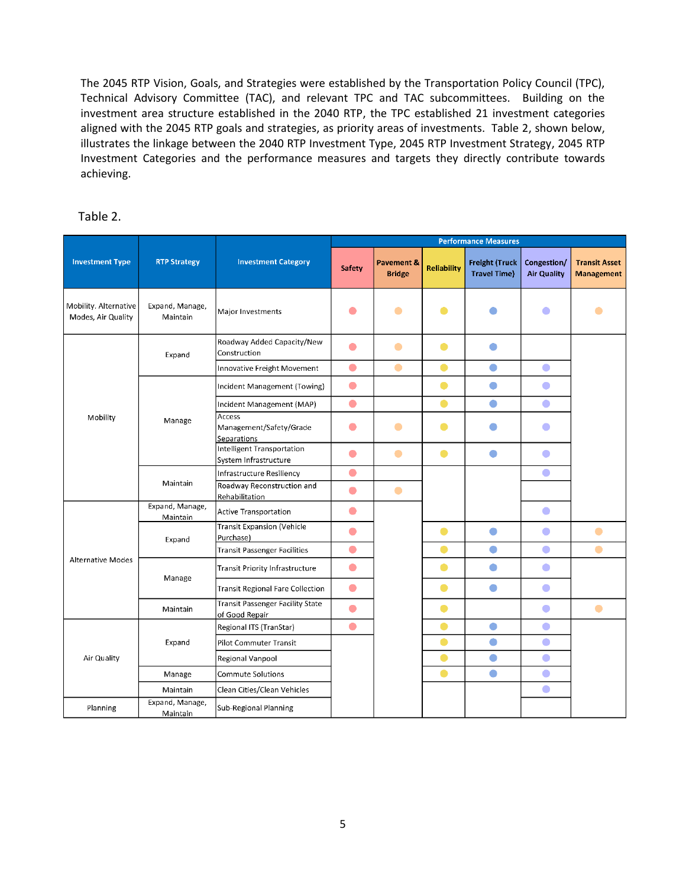The 2045 RTP Vision, Goals, and Strategies were established by the Transportation Policy Council (TPC), Technical Advisory Committee (TAC), and relevant TPC and TAC subcommittees. Building on the investment area structure established in the 2040 RTP, the TPC established 21 investment categories aligned with the 2045 RTP goals and strategies, as priority areas of investments. Table 2, shown below, illustrates the linkage between the 2040 RTP Investment Type, 2045 RTP Investment Strategy, 2045 RTP Investment Categories and the performance measures and targets they directly contribute towards achieving.

Table 2.

| Investment Type | RTP Strategy | Investment Category | Performance Measures | | | | | |
|---|---|---|---|---|---|---|---|---|
| | | | Safety | Pavement & Bridge | Reliability | Freight (Truck Travel Time) | Congestion/ Air Quality | Transit Asset Management |
| Mobility. Alternative Modes, Air Quality | Expand, Manage, Maintain | Major Investments | ● | ● | ● | ● | ● | ● |
| Mobility | Expand | Roadway Added Capacity/New Construction | ● | ● | ● | ● | | |
| | | Innovative Freight Movement | ● | ● | ● | ● | ● | |
| | Manage | Incident Management (Towing) | ● | | ● | ● | ● | |
| | | Incident Management (MAP) | ● | | ● | ● | ● | |
| | | Access Management/Safety/Grade Separations | ● | ● | ● | ● | ● | |
| | | Intelligent Transportation System Infrastructure | ● | ● | ● | ● | ● | |
| | Maintain | Infrastructure Resiliency | ● | | | | ● | |
| | | Roadway Reconstruction and Rehabilitation | ● | ● | | | | |
| Alternative Modes | Expand, Manage, Maintain | Active Transportation | ● | | | | ● | |
| | Expand | Transit Expansion (Vehicle Purchase) | ● | | ● | ● | ● | ● |
| | | Transit Passenger Facilities | ● | | ● | ● | ● | ● |
| | Manage | Transit Priority Infrastructure | ● | | ● | ● | ● | |
| | | Transit Regional Fare Collection | ● | | ● | ● | ● | |
| | Maintain | Transit Passenger Facility State of Good Repair | ● | | ● | | ● | ● |
| Air Quality | Expand | Regional ITS (TranStar) | ● | | ● | ● | ● | |
| | | Pilot Commuter Transit | | | ● | ● | ● | |
| | | Regional Vanpool | | | ● | ● | ● | |
| | Manage | Commute Solutions | | | ● | ● | ● | |
| | Maintain | Clean Cities/Clean Vehicles | | | | | ● | |
| Planning | Expand, Manage, Maintain | Sub-Regional Planning | | | | | | |